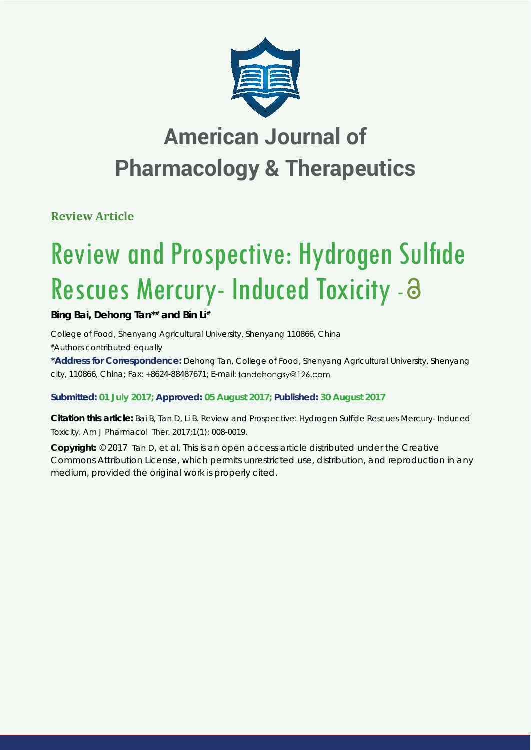# American Journal of Pharmacology & Therapeutics

**Review Article**

# Review and Prospective: Hydrogen Sulfide Rescues Mercury- Induced Toxicity -

**Bing Bai, Dehong Tan\*# and Bin Li#**

College of Food, Shenyang Agricultural University, Shenyang 110866, China

#Authors contributed equally

**\*Address for Correspondence:** Dehong Tan, College of Food, Shenyang Agricultural University, Shenyang city, 110866, China; Fax: +8624-88487671; E-mail: tandehongsy@126.com

**Submitted: 01 July 2017; Approved: 05 August 2017; Published: 30 August 2017**

**Citation this article:** Bai B, Tan D, Li B. Review and Prospective: Hydrogen Sulfide Rescues Mercury- Induced Toxicity. Am J Pharmacol Ther. 2017;1(1): 008-0019.

**Copyright:** © 2017 Tan D, et al. This is an open access article distributed under the Creative Commons Attribution License, which permits unrestricted use, distribution, and reproduction in any medium, provided the original work is properly cited.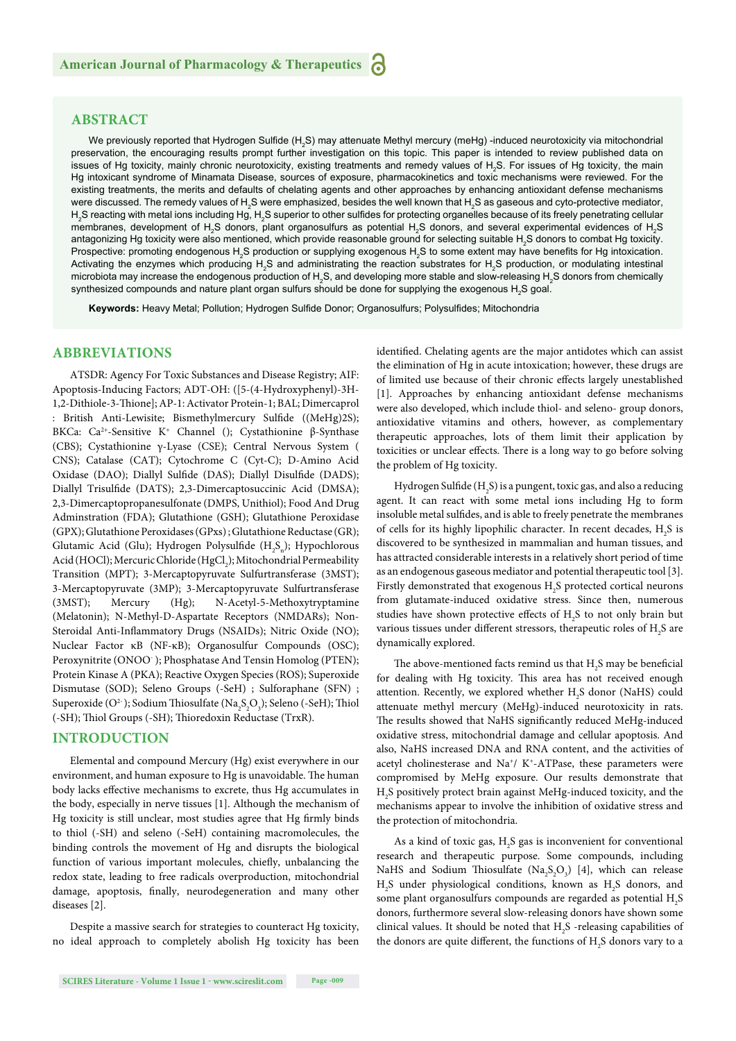## ABSTRACT

We previously reported that Hydrogen Sulfide ($H_2S$) may attenuate Methyl mercury (meHg) -induced neurotoxicity via mitochondrial preservation, the encouraging results prompt further investigation on this topic. This paper is intended to review published data on issues of Hg toxicity, mainly chronic neurotoxicity, existing treatments and remedy values of $H_2S$. For issues of Hg toxicity, the main Hg intoxicant syndrome of Minamata Disease, sources of exposure, pharmacokinetics and toxic mechanisms were reviewed. For the existing treatments, the merits and defaults of chelating agents and other approaches by enhancing antioxidant defense mechanisms were discussed. The remedy values of $H_2S$ were emphasized, besides the well known that $H_2S$ as gaseous and cyto-protective mediator, $H_2S$ reacting with metal ions including Hg, $H_2S$ superior to other sulfides for protecting organelles because of its freely penetrating cellular membranes, development of $H_2S$ donors, plant organosulfurs as potential $H_2S$ donors, and several experimental evidences of $H_2S$ antagonizing Hg toxicity were also mentioned, which provide reasonable ground for selecting suitable $H_2S$ donors to combat Hg toxicity. Prospective: promoting endogenous $H_2S$ production or supplying exogenous $H_2S$ to some extent may have benefits for Hg intoxication. Activating the enzymes which producing $H_2S$ and administrating the reaction substrates for $H_2S$ production, or modulating intestinal microbiota may increase the endogenous production of $H_2S$, and developing more stable and slow-releasing $H_2S$ donors from chemically synthesized compounds and nature plant organ sulfurs should be done for supplying the exogenous $H_2S$ goal.

**Keywords:** Heavy Metal; Pollution; Hydrogen Sulfide Donor; Organosulfurs; Polysulfides; Mitochondria

## ABBREVIATIONS

ATSDR: Agency For Toxic Substances and Disease Registry; AIF: Apoptosis-Inducing Factors; ADT-OH: ([5-(4-Hydroxyphenyl)-3H-1,2-Dithiole-3-Thione]; AP-1: Activator Protein-1; BAL; Dimercaprol : British Anti-Lewisite; Bismethylmercury Sulfide ((MeHg)2S); BKCa: $Ca^{2+}$-Sensitive $K^+$ Channel (); Cystathionine β-Synthase (CBS); Cystathionine γ-Lyase (CSE); Central Nervous System ( CNS); Catalase (CAT); Cytochrome C (Cyt-C); D-Amino Acid Oxidase (DAO); Diallyl Sulfide (DAS); Diallyl Disulfide (DADS); Diallyl Trisulfide (DATS); 2,3-Dimercaptosuccinic Acid (DMSA); 2,3-Dimercaptopropanesulfonate (DMPS, Unithiol); Food And Drug Adminstration (FDA); Glutathione (GSH); Glutathione Peroxidase (GPX); Glutathione Peroxidases (GPxs) ; Glutathione Reductase (GR); Glutamic Acid (Glu); Hydrogen Polysulfide ($H_2S_n$); Hypochlorous Acid (HOCl); Mercuric Chloride ($HgCl_2$); Mitochondrial Permeability Transition (MPT); 3-Mercaptopyruvate Sulfurtransferase (3MST); 3-Mercaptopyruvate (3MP); 3-Mercaptopyruvate Sulfurtransferase (3MST); Mercury (Hg); N-Acetyl-5-Methoxytryptamine (Melatonin); N-Methyl-D-Aspartate Receptors (NMDARs); Non-Steroidal Anti-Inflammatory Drugs (NSAIDs); Nitric Oxide (NO); Nuclear Factor κB (NF-κB); Organosulfur Compounds (OSC); Peroxynitrite ($ONOO^-$ ); Phosphatase And Tensin Homolog (PTEN); Protein Kinase A (PKA); Reactive Oxygen Species (ROS); Superoxide Dismutase (SOD); Seleno Groups (-SeH) ; Sulforaphane (SFN) ; Superoxide ($O^{2-}$); Sodium Thiosulfate ($Na_2S_2O_3$); Seleno (-SeH); Thiol (-SH); Thiol Groups (-SH); Thioredoxin Reductase (TrxR).

## INTRODUCTION

Elemental and compound Mercury (Hg) exist everywhere in our environment, and human exposure to Hg is unavoidable. The human body lacks effective mechanisms to excrete, thus Hg accumulates in the body, especially in nerve tissues [1]. Although the mechanism of Hg toxicity is still unclear, most studies agree that Hg firmly binds to thiol (-SH) and seleno (-SeH) containing macromolecules, the binding controls the movement of Hg and disrupts the biological function of various important molecules, chiefly, unbalancing the redox state, leading to free radicals overproduction, mitochondrial damage, apoptosis, finally, neurodegeneration and many other diseases [2].

Despite a massive search for strategies to counteract Hg toxicity, no ideal approach to completely abolish Hg toxicity has been identified. Chelating agents are the major antidotes which can assist the elimination of Hg in acute intoxication; however, these drugs are of limited use because of their chronic effects largely unestablished [1]. Approaches by enhancing antioxidant defense mechanisms were also developed, which include thiol- and seleno- group donors, antioxidative vitamins and others, however, as complementary therapeutic approaches, lots of them limit their application by toxicities or unclear effects. There is a long way to go before solving the problem of Hg toxicity.

Hydrogen Sulfide ($H_2S$) is a pungent, toxic gas, and also a reducing agent. It can react with some metal ions including Hg to form insoluble metal sulfides, and is able to freely penetrate the membranes of cells for its highly lipophilic character. In recent decades, $H_2S$ is discovered to be synthesized in mammalian and human tissues, and has attracted considerable interests in a relatively short period of time as an endogenous gaseous mediator and potential therapeutic tool [3]. Firstly demonstrated that exogenous $H_2S$ protected cortical neurons from glutamate-induced oxidative stress. Since then, numerous studies have shown protective effects of $H_2S$ to not only brain but various tissues under different stressors, therapeutic roles of $H_2S$ are dynamically explored.

The above-mentioned facts remind us that $H_2S$ may be beneficial for dealing with Hg toxicity. This area has not received enough attention. Recently, we explored whether $H_2S$ donor (NaHS) could attenuate methyl mercury (MeHg)-induced neurotoxicity in rats. The results showed that NaHS significantly reduced MeHg-induced oxidative stress, mitochondrial damage and cellular apoptosis. And also, NaHS increased DNA and RNA content, and the activities of acetyl cholinesterase and $Na^+$/ $K^+$-ATPase, these parameters were compromised by MeHg exposure. Our results demonstrate that $H_2S$ positively protect brain against MeHg-induced toxicity, and the mechanisms appear to involve the inhibition of oxidative stress and the protection of mitochondria.

As a kind of toxic gas, $H_2S$ gas is inconvenient for conventional research and therapeutic purpose. Some compounds, including NaHS and Sodium Thiosulfate ($Na_2S_2O_3$) [4], which can release $H_2S$ under physiological conditions, known as $H_2S$ donors, and some plant organosulfurs compounds are regarded as potential $H_2S$ donors, furthermore several slow-releasing donors have shown some clinical values. It should be noted that $H_2S$ -releasing capabilities of the donors are quite different, the functions of $H_2S$ donors vary to a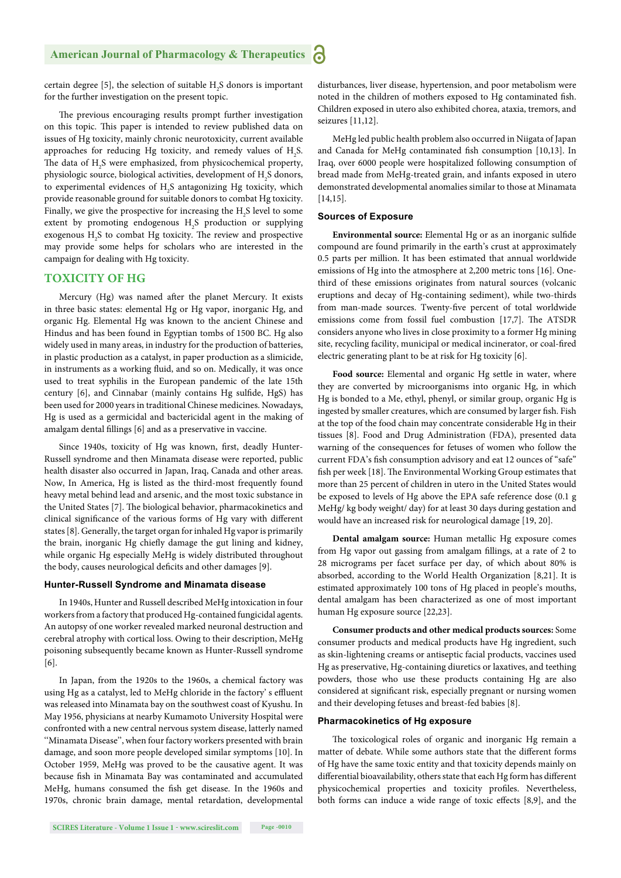certain degree [5], the selection of suitable $H_2S$ donors is important for the further investigation on the present topic.

The previous encouraging results prompt further investigation on this topic. This paper is intended to review published data on issues of Hg toxicity, mainly chronic neurotoxicity, current available approaches for reducing Hg toxicity, and remedy values of $H_2S$. The data of $H_2S$ were emphasized, from physicochemical property, physiologic source, biological activities, development of $H_2S$ donors, to experimental evidences of $H_2S$ antagonizing Hg toxicity, which provide reasonable ground for suitable donors to combat Hg toxicity. Finally, we give the prospective for increasing the $H_2S$ level to some extent by promoting endogenous $H_2S$ production or supplying exogenous $H_2S$ to combat Hg toxicity. The review and prospective may provide some helps for scholars who are interested in the campaign for dealing with Hg toxicity.

## TOXICITY OF HG

Mercury (Hg) was named after the planet Mercury. It exists in three basic states: elemental Hg or Hg vapor, inorganic Hg, and organic Hg. Elemental Hg was known to the ancient Chinese and Hindus and has been found in Egyptian tombs of 1500 BC. Hg also widely used in many areas, in industry for the production of batteries, in plastic production as a catalyst, in paper production as a slimicide, in instruments as a working fluid, and so on. Medically, it was once used to treat syphilis in the European pandemic of the late 15th century [6], and Cinnabar (mainly contains Hg sulfide, HgS) has been used for 2000 years in traditional Chinese medicines. Nowadays, Hg is used as a germicidal and bactericidal agent in the making of amalgam dental fillings [6] and as a preservative in vaccine.

Since 1940s, toxicity of Hg was known, first, deadly Hunter-Russell syndrome and then Minamata disease were reported, public health disaster also occurred in Japan, Iraq, Canada and other areas. Now, In America, Hg is listed as the third-most frequently found heavy metal behind lead and arsenic, and the most toxic substance in the United States [7]. The biological behavior, pharmacokinetics and clinical significance of the various forms of Hg vary with different states [8]. Generally, the target organ for inhaled Hg vapor is primarily the brain, inorganic Hg chiefly damage the gut lining and kidney, while organic Hg especially MeHg is widely distributed throughout the body, causes neurological deficits and other damages [9].

### Hunter-Russell Syndrome and Minamata disease

In 1940s, Hunter and Russell described MeHg intoxication in four workers from a factory that produced Hg-contained fungicidal agents. An autopsy of one worker revealed marked neuronal destruction and cerebral atrophy with cortical loss. Owing to their description, MeHg poisoning subsequently became known as Hunter-Russell syndrome [6].

In Japan, from the 1920s to the 1960s, a chemical factory was using Hg as a catalyst, led to MeHg chloride in the factory' s effluent was released into Minamata bay on the southwest coast of Kyushu. In May 1956, physicians at nearby Kumamoto University Hospital were confronted with a new central nervous system disease, latterly named "Minamata Disease", when four factory workers presented with brain damage, and soon more people developed similar symptoms [10]. In October 1959, MeHg was proved to be the causative agent. It was because fish in Minamata Bay was contaminated and accumulated MeHg, humans consumed the fish get disease. In the 1960s and 1970s, chronic brain damage, mental retardation, developmental disturbances, liver disease, hypertension, and poor metabolism were noted in the children of mothers exposed to Hg contaminated fish. Children exposed in utero also exhibited chorea, ataxia, tremors, and seizures [11,12].

MeHg led public health problem also occurred in Niigata of Japan and Canada for MeHg contaminated fish consumption [10,13]. In Iraq, over 6000 people were hospitalized following consumption of bread made from MeHg-treated grain, and infants exposed in utero demonstrated developmental anomalies similar to those at Minamata [14,15].

### Sources of Exposure

**Environmental source:** Elemental Hg or as an inorganic sulfide compound are found primarily in the earth's crust at approximately 0.5 parts per million. It has been estimated that annual worldwide emissions of Hg into the atmosphere at 2,200 metric tons [16]. One-third of these emissions originates from natural sources (volcanic eruptions and decay of Hg-containing sediment), while two-thirds from man-made sources. Twenty-five percent of total worldwide emissions come from fossil fuel combustion [17,7]. The ATSDR considers anyone who lives in close proximity to a former Hg mining site, recycling facility, municipal or medical incinerator, or coal-fired electric generating plant to be at risk for Hg toxicity [6].

**Food source:** Elemental and organic Hg settle in water, where they are converted by microorganisms into organic Hg, in which Hg is bonded to a Me, ethyl, phenyl, or similar group, organic Hg is ingested by smaller creatures, which are consumed by larger fish. Fish at the top of the food chain may concentrate considerable Hg in their tissues [8]. Food and Drug Administration (FDA), presented data warning of the consequences for fetuses of women who follow the current FDA's fish consumption advisory and eat 12 ounces of "safe" fish per week [18]. The Environmental Working Group estimates that more than 25 percent of children in utero in the United States would be exposed to levels of Hg above the EPA safe reference dose (0.1 g MeHg/ kg body weight/ day) for at least 30 days during gestation and would have an increased risk for neurological damage [19, 20].

**Dental amalgam source:** Human metallic Hg exposure comes from Hg vapor out gassing from amalgam fillings, at a rate of 2 to 28 micrograms per facet surface per day, of which about 80% is absorbed, according to the World Health Organization [8,21]. It is estimated approximately 100 tons of Hg placed in people's mouths, dental amalgam has been characterized as one of most important human Hg exposure source [22,23].

**Consumer products and other medical products sources:** Some consumer products and medical products have Hg ingredient, such as skin-lightening creams or antiseptic facial products, vaccines used Hg as preservative, Hg-containing diuretics or laxatives, and teething powders, those who use these products containing Hg are also considered at significant risk, especially pregnant or nursing women and their developing fetuses and breast-fed babies [8].

### Pharmacokinetics of Hg exposure

The toxicological roles of organic and inorganic Hg remain a matter of debate. While some authors state that the different forms of Hg have the same toxic entity and that toxicity depends mainly on differential bioavailability, others state that each Hg form has different physicochemical properties and toxicity profiles. Nevertheless, both forms can induce a wide range of toxic effects [8,9], and the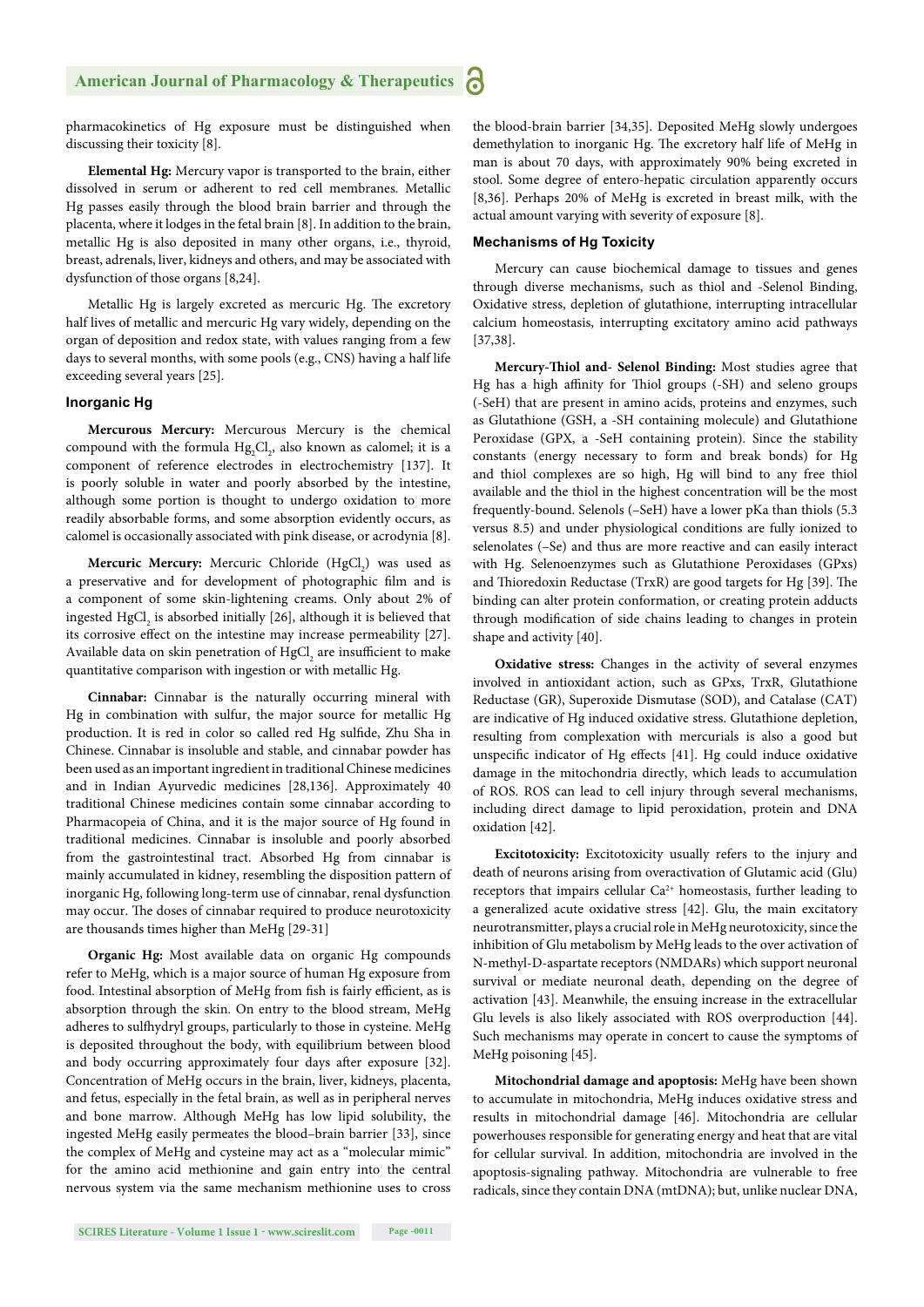pharmacokinetics of Hg exposure must be distinguished when discussing their toxicity [8].

**Elemental Hg:** Mercury vapor is transported to the brain, either dissolved in serum or adherent to red cell membranes. Metallic Hg passes easily through the blood brain barrier and through the placenta, where it lodges in the fetal brain [8]. In addition to the brain, metallic Hg is also deposited in many other organs, i.e., thyroid, breast, adrenals, liver, kidneys and others, and may be associated with dysfunction of those organs [8,24].

Metallic Hg is largely excreted as mercuric Hg. The excretory half lives of metallic and mercuric Hg vary widely, depending on the organ of deposition and redox state, with values ranging from a few days to several months, with some pools (e.g., CNS) having a half life exceeding several years [25].

### Inorganic Hg

**Mercurous Mercury:** Mercurous Mercury is the chemical compound with the formula $Hg_2Cl_2$, also known as calomel; it is a component of reference electrodes in electrochemistry [137]. It is poorly soluble in water and poorly absorbed by the intestine, although some portion is thought to undergo oxidation to more readily absorbable forms, and some absorption evidently occurs, as calomel is occasionally associated with pink disease, or acrodynia [8].

**Mercuric Mercury:** Mercuric Chloride ($HgCl_2$) was used as a preservative and for development of photographic film and is a component of some skin-lightening creams. Only about 2% of ingested $HgCl_2$ is absorbed initially [26], although it is believed that its corrosive effect on the intestine may increase permeability [27]. Available data on skin penetration of $HgCl_2$ are insufficient to make quantitative comparison with ingestion or with metallic Hg.

**Cinnabar:** Cinnabar is the naturally occurring mineral with Hg in combination with sulfur, the major source for metallic Hg production. It is red in color so called red Hg sulfide, Zhu Sha in Chinese. Cinnabar is insoluble and stable, and cinnabar powder has been used as an important ingredient in traditional Chinese medicines and in Indian Ayurvedic medicines [28,136]. Approximately 40 traditional Chinese medicines contain some cinnabar according to Pharmacopeia of China, and it is the major source of Hg found in traditional medicines. Cinnabar is insoluble and poorly absorbed from the gastrointestinal tract. Absorbed Hg from cinnabar is mainly accumulated in kidney, resembling the disposition pattern of inorganic Hg, following long-term use of cinnabar, renal dysfunction may occur. The doses of cinnabar required to produce neurotoxicity are thousands times higher than MeHg [29-31]

**Organic Hg:** Most available data on organic Hg compounds refer to MeHg, which is a major source of human Hg exposure from food. Intestinal absorption of MeHg from fish is fairly efficient, as is absorption through the skin. On entry to the blood stream, MeHg adheres to sulfhydryl groups, particularly to those in cysteine. MeHg is deposited throughout the body, with equilibrium between blood and body occurring approximately four days after exposure [32]. Concentration of MeHg occurs in the brain, liver, kidneys, placenta, and fetus, especially in the fetal brain, as well as in peripheral nerves and bone marrow. Although MeHg has low lipid solubility, the ingested MeHg easily permeates the blood–brain barrier [33], since the complex of MeHg and cysteine may act as a "molecular mimic" for the amino acid methionine and gain entry into the central nervous system via the same mechanism methionine uses to cross the blood-brain barrier [34,35]. Deposited MeHg slowly undergoes demethylation to inorganic Hg. The excretory half life of MeHg in man is about 70 days, with approximately 90% being excreted in stool. Some degree of entero-hepatic circulation apparently occurs [8,36]. Perhaps 20% of MeHg is excreted in breast milk, with the actual amount varying with severity of exposure [8].

### Mechanisms of Hg Toxicity

Mercury can cause biochemical damage to tissues and genes through diverse mechanisms, such as thiol and -Selenol Binding, Oxidative stress, depletion of glutathione, interrupting intracellular calcium homeostasis, interrupting excitatory amino acid pathways [37,38].

**Mercury-Thiol and- Selenol Binding:** Most studies agree that Hg has a high affinity for Thiol groups (-SH) and seleno groups (-SeH) that are present in amino acids, proteins and enzymes, such as Glutathione (GSH, a -SH containing molecule) and Glutathione Peroxidase (GPX, a -SeH containing protein). Since the stability constants (energy necessary to form and break bonds) for Hg and thiol complexes are so high, Hg will bind to any free thiol available and the thiol in the highest concentration will be the most frequently-bound. Selenols (–SeH) have a lower pKa than thiols (5.3 versus 8.5) and under physiological conditions are fully ionized to selenolates (–Se) and thus are more reactive and can easily interact with Hg. Selenoenzymes such as Glutathione Peroxidases (GPxs) and Thioredoxin Reductase (TrxR) are good targets for Hg [39]. The binding can alter protein conformation, or creating protein adducts through modification of side chains leading to changes in protein shape and activity [40].

**Oxidative stress:** Changes in the activity of several enzymes involved in antioxidant action, such as GPxs, TrxR, Glutathione Reductase (GR), Superoxide Dismutase (SOD), and Catalase (CAT) are indicative of Hg induced oxidative stress. Glutathione depletion, resulting from complexation with mercurials is also a good but unspecific indicator of Hg effects [41]. Hg could induce oxidative damage in the mitochondria directly, which leads to accumulation of ROS. ROS can lead to cell injury through several mechanisms, including direct damage to lipid peroxidation, protein and DNA oxidation [42].

**Excitotoxicity:** Excitotoxicity usually refers to the injury and death of neurons arising from overactivation of Glutamic acid (Glu) receptors that impairs cellular $Ca^{2+}$ homeostasis, further leading to a generalized acute oxidative stress [42]. Glu, the main excitatory neurotransmitter, plays a crucial role in MeHg neurotoxicity, since the inhibition of Glu metabolism by MeHg leads to the over activation of N-methyl-D-aspartate receptors (NMDARs) which support neuronal survival or mediate neuronal death, depending on the degree of activation [43]. Meanwhile, the ensuing increase in the extracellular Glu levels is also likely associated with ROS overproduction [44]. Such mechanisms may operate in concert to cause the symptoms of MeHg poisoning [45].

**Mitochondrial damage and apoptosis:** MeHg have been shown to accumulate in mitochondria, MeHg induces oxidative stress and results in mitochondrial damage [46]. Mitochondria are cellular powerhouses responsible for generating energy and heat that are vital for cellular survival. In addition, mitochondria are involved in the apoptosis-signaling pathway. Mitochondria are vulnerable to free radicals, since they contain DNA (mtDNA); but, unlike nuclear DNA,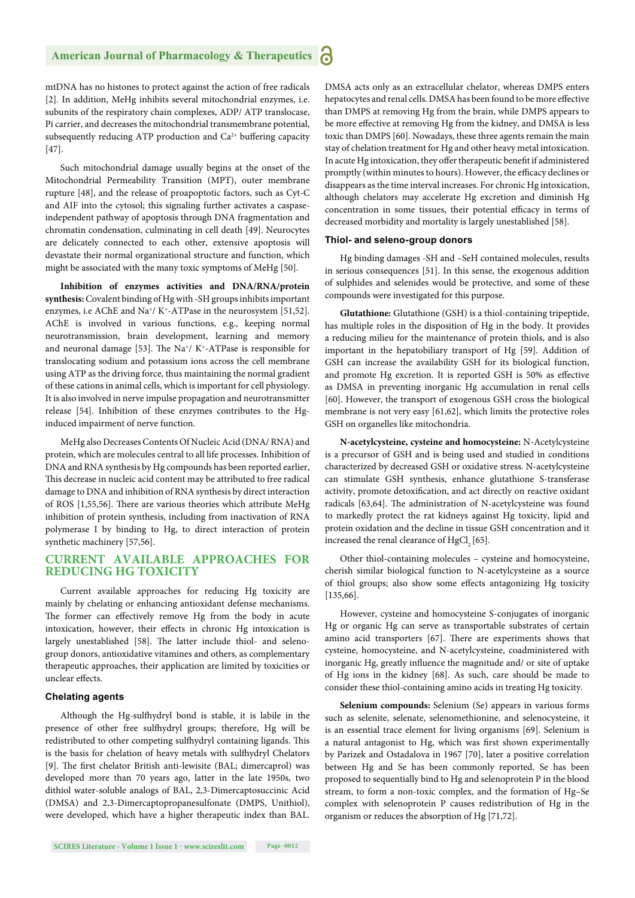mtDNA has no histones to protect against the action of free radicals [2]. In addition, MeHg inhibits several mitochondrial enzymes, i.e. subunits of the respiratory chain complexes, ADP/ ATP translocase, Pi carrier, and decreases the mitochondrial transmembrane potential, subsequently reducing ATP production and $Ca^{2+}$ buffering capacity [47].

Such mitochondrial damage usually begins at the onset of the Mitochondrial Permeability Transition (MPT), outer membrane rupture [48], and the release of proapoptotic factors, such as Cyt-C and AIF into the cytosol; this signaling further activates a caspase-independent pathway of apoptosis through DNA fragmentation and chromatin condensation, culminating in cell death [49]. Neurocytes are delicately connected to each other, extensive apoptosis will devastate their normal organizational structure and function, which might be associated with the many toxic symptoms of MeHg [50].

**Inhibition of enzymes activities and DNA/RNA/protein synthesis:** Covalent binding of Hg with -SH groups inhibits important enzymes, i.e AChE and $Na^+$/ $K^+$-ATPase in the neurosystem [51,52]. AChE is involved in various functions, e.g., keeping normal neurotransmission, brain development, learning and memory and neuronal damage [53]. The $Na^+$/ $K^+$-ATPase is responsible for translocating sodium and potassium ions across the cell membrane using ATP as the driving force, thus maintaining the normal gradient of these cations in animal cells, which is important for cell physiology. It is also involved in nerve impulse propagation and neurotransmitter release [54]. Inhibition of these enzymes contributes to the Hg-induced impairment of nerve function.

MeHg also Decreases Contents Of Nucleic Acid (DNA/ RNA) and protein, which are molecules central to all life processes. Inhibition of DNA and RNA synthesis by Hg compounds has been reported earlier, This decrease in nucleic acid content may be attributed to free radical damage to DNA and inhibition of RNA synthesis by direct interaction of ROS [1,55,56]. There are various theories which attribute MeHg inhibition of protein synthesis, including from inactivation of RNA polymerase I by binding to Hg, to direct interaction of protein synthetic machinery [57,56].

## CURRENT AVAILABLE APPROACHES FOR REDUCING HG TOXICITY

Current available approaches for reducing Hg toxicity are mainly by chelating or enhancing antioxidant defense mechanisms. The former can effectively remove Hg from the body in acute intoxication, however, their effects in chronic Hg intoxication is largely unestablished [58]. The latter include thiol- and seleno-group donors, antioxidative vitamines and others, as complementary therapeutic approaches, their application are limited by toxicities or unclear effects.

### Chelating agents

Although the Hg-sulfhydryl bond is stable, it is labile in the presence of other free sulfhydryl groups; therefore, Hg will be redistributed to other competing sulfhydryl containing ligands. This is the basis for chelation of heavy metals with sulfhydryl Chelators [9]. The first chelator British anti-lewisite (BAL; dimercaprol) was developed more than 70 years ago, latter in the late 1950s, two dithiol water-soluble analogs of BAL, 2,3-Dimercaptosuccinic Acid (DMSA) and 2,3-Dimercaptopropanesulfonate (DMPS, Unithiol), were developed, which have a higher therapeutic index than BAL. DMSA acts only as an extracellular chelator, whereas DMPS enters hepatocytes and renal cells. DMSA has been found to be more effective than DMPS at removing Hg from the brain, while DMPS appears to be more effective at removing Hg from the kidney, and DMSA is less toxic than DMPS [60]. Nowadays, these three agents remain the main stay of chelation treatment for Hg and other heavy metal intoxication. In acute Hg intoxication, they offer therapeutic benefit if administered promptly (within minutes to hours). However, the efficacy declines or disappears as the time interval increases. For chronic Hg intoxication, although chelators may accelerate Hg excretion and diminish Hg concentration in some tissues, their potential efficacy in terms of decreased morbidity and mortality is largely unestablished [58].

### Thiol- and seleno-group donors

Hg binding damages -SH and –SeH contained molecules, results in serious consequences [51]. In this sense, the exogenous addition of sulphides and selenides would be protective, and some of these compounds were investigated for this purpose.

**Glutathione:** Glutathione (GSH) is a thiol-containing tripeptide, has multiple roles in the disposition of Hg in the body. It provides a reducing milieu for the maintenance of protein thiols, and is also important in the hepatobiliary transport of Hg [59]. Addition of GSH can increase the availability GSH for its biological function, and promote Hg excretion. It is reported GSH is 50% as effective as DMSA in preventing inorganic Hg accumulation in renal cells [60]. However, the transport of exogenous GSH cross the biological membrane is not very easy [61,62], which limits the protective roles GSH on organelles like mitochondria.

**N-acetylcysteine, cysteine and homocysteine:** N-Acetylcysteine is a precursor of GSH and is being used and studied in conditions characterized by decreased GSH or oxidative stress. N-acetylcysteine can stimulate GSH synthesis, enhance glutathione S-transferase activity, promote detoxification, and act directly on reactive oxidant radicals [63,64]. The administration of N-acetylcysteine was found to markedly protect the rat kidneys against Hg toxicity, lipid and protein oxidation and the decline in tissue GSH concentration and it increased the renal clearance of $HgCl_2$ [65].

Other thiol-containing molecules – cysteine and homocysteine, cherish similar biological function to N-acetylcysteine as a source of thiol groups; also show some effects antagonizing Hg toxicity [135,66].

However, cysteine and homocysteine S-conjugates of inorganic Hg or organic Hg can serve as transportable substrates of certain amino acid transporters [67]. There are experiments shows that cysteine, homocysteine, and N-acetylcysteine, coadministered with inorganic Hg, greatly influence the magnitude and/ or site of uptake of Hg ions in the kidney [68]. As such, care should be made to consider these thiol-containing amino acids in treating Hg toxicity.

**Selenium compounds:** Selenium (Se) appears in various forms such as selenite, selenate, selenomethionine, and selenocysteine, it is an essential trace element for living organisms [69]. Selenium is a natural antagonist to Hg, which was first shown experimentally by Parizek and Ostadalova in 1967 [70], later a positive correlation between Hg and Se has been commonly reported. Se has been proposed to sequentially bind to Hg and selenoprotein P in the blood stream, to form a non-toxic complex, and the formation of Hg–Se complex with selenoprotein P causes redistribution of Hg in the organism or reduces the absorption of Hg [71,72].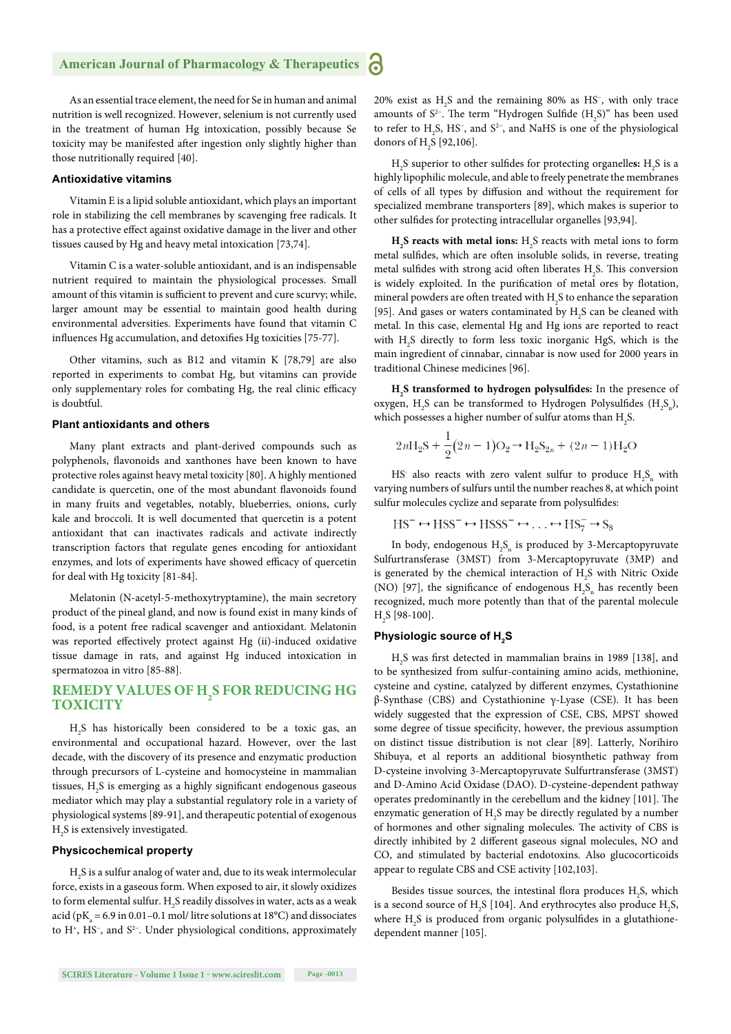As an essential trace element, the need for Se in human and animal nutrition is well recognized. However, selenium is not currently used in the treatment of human Hg intoxication, possibly because Se toxicity may be manifested after ingestion only slightly higher than those nutritionally required [40].

### Antioxidative vitamins

Vitamin E is a lipid soluble antioxidant, which plays an important role in stabilizing the cell membranes by scavenging free radicals. It has a protective effect against oxidative damage in the liver and other tissues caused by Hg and heavy metal intoxication [73,74].

Vitamin C is a water-soluble antioxidant, and is an indispensable nutrient required to maintain the physiological processes. Small amount of this vitamin is sufficient to prevent and cure scurvy; while, larger amount may be essential to maintain good health during environmental adversities. Experiments have found that vitamin C influences Hg accumulation, and detoxifies Hg toxicities [75-77].

Other vitamins, such as B12 and vitamin K [78,79] are also reported in experiments to combat Hg, but vitamins can provide only supplementary roles for combating Hg, the real clinic efficacy is doubtful.

### Plant antioxidants and others

Many plant extracts and plant-derived compounds such as polyphenols, flavonoids and xanthones have been known to have protective roles against heavy metal toxicity [80]. A highly mentioned candidate is quercetin, one of the most abundant flavonoids found in many fruits and vegetables, notably, blueberries, onions, curly kale and broccoli. It is well documented that quercetin is a potent antioxidant that can inactivates radicals and activate indirectly transcription factors that regulate genes encoding for antioxidant enzymes, and lots of experiments have showed efficacy of quercetin for deal with Hg toxicity [81-84].

Melatonin (N-acetyl-5-methoxytryptamine), the main secretory product of the pineal gland, and now is found exist in many kinds of food, is a potent free radical scavenger and antioxidant. Melatonin was reported effectively protect against Hg (ii)-induced oxidative tissue damage in rats, and against Hg induced intoxication in spermatozoa in vitro [85-88].

## REMEDY VALUES OF $H_2S$ FOR REDUCING HG TOXICITY

$H_2S$ has historically been considered to be a toxic gas, an environmental and occupational hazard. However, over the last decade, with the discovery of its presence and enzymatic production through precursors of L-cysteine and homocysteine in mammalian tissues, $H_2S$ is emerging as a highly significant endogenous gaseous mediator which may play a substantial regulatory role in a variety of physiological systems [89-91], and therapeutic potential of exogenous $H_2S$ is extensively investigated.

### Physicochemical property

$H_2S$ is a sulfur analog of water and, due to its weak intermolecular force, exists in a gaseous form. When exposed to air, it slowly oxidizes to form elemental sulfur. $H_2S$ readily dissolves in water, acts as a weak acid ($pK_a = 6.9$ in 0.01–0.1 mol/ litre solutions at 18°C) and dissociates to $H^+$, $HS^-$, and $S^{2-}$. Under physiological conditions, approximately 20% exist as $H_2S$ and the remaining 80% as $HS^-$, with only trace amounts of $S^{2-}$. The term "Hydrogen Sulfide ($H_2S$)" has been used to refer to $H_2S$, $HS^-$, and $S^{2-}$, and NaHS is one of the physiological donors of $H_2S$ [92,106].

$H_2S$ superior to other sulfides for protecting organelle**s:** $H_2S$ is a highly lipophilic molecule, and able to freely penetrate the membranes of cells of all types by diffusion and without the requirement for specialized membrane transporters [89], which makes is superior to other sulfides for protecting intracellular organelles [93,94].

**$H_2S$ reacts with metal ions:** $H_2S$ reacts with metal ions to form metal sulfides, which are often insoluble solids, in reverse, treating metal sulfides with strong acid often liberates $H_2S$. This conversion is widely exploited. In the purification of metal ores by flotation, mineral powders are often treated with $H_2S$ to enhance the separation [95]. And gases or waters contaminated by $H_2S$ can be cleaned with metal. In this case, elemental Hg and Hg ions are reported to react with $H_2S$ directly to form less toxic inorganic HgS, which is the main ingredient of cinnabar, cinnabar is now used for 2000 years in traditional Chinese medicines [96].

**$H_2S$ transformed to hydrogen polysulfides:** In the presence of oxygen, $H_2S$ can be transformed to Hydrogen Polysulfides ($H_2S_n$), which possesses a higher number of sulfur atoms than $H_2S$.

$$2nH_2S + \frac{1}{2}(2n-1)O_2 \rightarrow H_2S_{2n} + (2n-1)H_2O$$

$HS^-$ also reacts with zero valent sulfur to produce $H_2S_n$ with varying numbers of sulfurs until the number reaches 8, at which point sulfur molecules cyclize and separate from polysulfides:

$$HS^- \leftrightarrow HSS^- \leftrightarrow HSSS^- \leftrightarrow \ldots \leftrightarrow HS_7^- \rightarrow S_8$$

In body, endogenous $H_2S_n$ is produced by 3-Mercaptopyruvate Sulfurtransferase (3MST) from 3-Mercaptopyruvate (3MP) and is generated by the chemical interaction of $H_2S$ with Nitric Oxide (NO) [97], the significance of endogenous $H_2S_n$ has recently been recognized, much more potently than that of the parental molecule $H_2S$ [98-100].

### Physiologic source of $H_2S$

$H_2S$ was first detected in mammalian brains in 1989 [138], and to be synthesized from sulfur-containing amino acids, methionine, cysteine and cystine, catalyzed by different enzymes, Cystathionine β-Synthase (CBS) and Cystathionine γ-Lyase (CSE). It has been widely suggested that the expression of CSE, CBS, MPST showed some degree of tissue specificity, however, the previous assumption on distinct tissue distribution is not clear [89]. Latterly, Norihiro Shibuya, et al reports an additional biosynthetic pathway from D-cysteine involving 3-Mercaptopyruvate Sulfurtransferase (3MST) and D-Amino Acid Oxidase (DAO). D-cysteine-dependent pathway operates predominantly in the cerebellum and the kidney [101]. The enzymatic generation of $H_2S$ may be directly regulated by a number of hormones and other signaling molecules. The activity of CBS is directly inhibited by 2 different gaseous signal molecules, NO and CO, and stimulated by bacterial endotoxins. Also glucocorticoids appear to regulate CBS and CSE activity [102,103].

Besides tissue sources, the intestinal flora produces $H_2S$, which is a second source of $H_2S$ [104]. And erythrocytes also produce $H_2S$, where $H_2S$ is produced from organic polysulfides in a glutathione-dependent manner [105].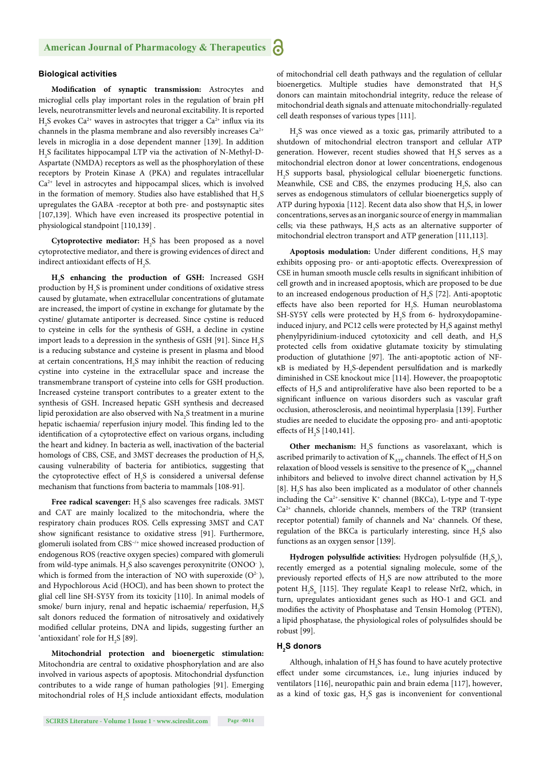### Biological activities

**Modification of synaptic transmission:** Astrocytes and microglial cells play important roles in the regulation of brain pH levels, neurotransmitter levels and neuronal excitability. It is reported $H_2S$ evokes $Ca^{2+}$ waves in astrocytes that trigger a $Ca^{2+}$ influx via its channels in the plasma membrane and also reversibly increases $Ca^{2+}$ levels in microglia in a dose dependent manner [139]. In addition $H_2S$ facilitates hippocampal LTP via the activation of N-Methyl-D-Aspartate (NMDA) receptors as well as the phosphorylation of these receptors by Protein Kinase A (PKA) and regulates intracellular $Ca^{2+}$ level in astrocytes and hippocampal slices, which is involved in the formation of memory. Studies also have established that $H_2S$ upregulates the GABA -receptor at both pre- and postsynaptic sites [107,139]. Which have even increased its prospective potential in physiological standpoint [110,139] .

**Cytoprotective mediator:** $H_2S$ has been proposed as a novel cytoprotective mediator, and there is growing evidences of direct and indirect antioxidant effects of $H_2S$.

**$H_2S$ enhancing the production of GSH:** Increased GSH production by $H_2S$ is prominent under conditions of oxidative stress caused by glutamate, when extracellular concentrations of glutamate are increased, the import of cystine in exchange for glutamate by the cystine/ glutamate antiporter is decreased. Since cystine is reduced to cysteine in cells for the synthesis of GSH, a decline in cystine import leads to a depression in the synthesis of GSH [91]. Since $H_2S$ is a reducing substance and cysteine is present in plasma and blood at certain concentrations, $H_2S$ may inhibit the reaction of reducing cystine into cysteine in the extracellular space and increase the transmembrane transport of cysteine into cells for GSH production. Increased cysteine transport contributes to a greater extent to the synthesis of GSH. Increased hepatic GSH synthesis and decreased lipid peroxidation are also observed with $Na_2S$ treatment in a murine hepatic ischaemia/ reperfusion injury model. This finding led to the identification of a cytoprotective effect on various organs, including the heart and kidney. In bacteria as well, inactivation of the bacterial homologs of CBS, CSE, and 3MST decreases the production of $H_2S$, causing vulnerability of bacteria for antibiotics, suggesting that the cytoprotective effect of $H_2S$ is considered a universal defense mechanism that functions from bacteria to mammals [108-91].

**Free radical scavenger:** $H_2S$ also scavenges free radicals. 3MST and CAT are mainly localized to the mitochondria, where the respiratory chain produces ROS. Cells expressing 3MST and CAT show significant resistance to oxidative stress [91]. Furthermore, glomeruli isolated from $CBS^{-/+}$ mice showed increased production of endogenous ROS (reactive oxygen species) compared with glomeruli from wild-type animals. $H_2S$ also scavenges peroxynitrite ($ONOO^-$), which is formed from the interaction of $^{\cdot}NO$ with superoxide ($O^{2-}$), and Hypochlorous Acid (HOCl), and has been shown to protect the glial cell line SH-SY5Y from its toxicity [110]. In animal models of smoke/ burn injury, renal and hepatic ischaemia/ reperfusion, $H_2S$ salt donors reduced the formation of nitrosatively and oxidatively modified cellular proteins, DNA and lipids, suggesting further an 'antioxidant' role for $H_2S$ [89].

**Mitochondrial protection and bioenergetic stimulation:** Mitochondria are central to oxidative phosphorylation and are also involved in various aspects of apoptosis. Mitochondrial dysfunction contributes to a wide range of human pathologies [91]. Emerging mitochondrial roles of $H_2S$ include antioxidant effects, modulation of mitochondrial cell death pathways and the regulation of cellular bioenergetics. Multiple studies have demonstrated that $H_2S$ donors can maintain mitochondrial integrity, reduce the release of mitochondrial death signals and attenuate mitochondrially-regulated cell death responses of various types [111].

$H_2S$ was once viewed as a toxic gas, primarily attributed to a shutdown of mitochondrial electron transport and cellular ATP generation. However, recent studies showed that $H_2S$ serves as a mitochondrial electron donor at lower concentrations, endogenous $H_2S$ supports basal, physiological cellular bioenergetic functions. Meanwhile, CSE and CBS, the enzymes producing $H_2S$, also can serves as endogenous stimulators of cellular bioenergetics supply of ATP during hypoxia [112]. Recent data also show that $H_2S$, in lower concentrations, serves as an inorganic source of energy in mammalian cells; via these pathways, $H_2S$ acts as an alternative supporter of mitochondrial electron transport and ATP generation [111,113].

**Apoptosis modulation:** Under different conditions, $H_2S$ may exhibits opposing pro- or anti-apoptotic effects. Overexpression of CSE in human smooth muscle cells results in significant inhibition of cell growth and in increased apoptosis, which are proposed to be due to an increased endogenous production of $H_2S$ [72]. Anti-apoptotic effects have also been reported for $H_2S$. Human neuroblastoma SH-SY5Y cells were protected by $H_2S$ from 6- hydroxydopamine-induced injury, and PC12 cells were protected by $H_2S$ against methyl phenylpyridinium-induced cytotoxicity and cell death, and $H_2S$ protected cells from oxidative glutamate toxicity by stimulating production of glutathione [97]. The anti-apoptotic action of NF-κB is mediated by $H_2S$-dependent persulfidation and is markedly diminished in CSE knockout mice [114]. However, the proapoptotic effects of $H_2S$ and antiproliferative have also been reported to be a significant influence on various disorders such as vascular graft occlusion, atherosclerosis, and neointimal hyperplasia [139]. Further studies are needed to elucidate the opposing pro- and anti-apoptotic effects of $H_2S$ [140,141].

**Other mechanism:** $H_2S$ functions as vasorelaxant, which is ascribed primarily to activation of $K_{ATP}$ channels. The effect of $H_2S$ on relaxation of blood vessels is sensitive to the presence of $K_{ATP}$ channel inhibitors and believed to involve direct channel activation by $H_2S$ [8]. $H_2S$ has also been implicated as a modulator of other channels including the $Ca^{2+}$-sensitive $K^+$ channel (BKCa), L-type and T-type $Ca^{2+}$ channels, chloride channels, members of the TRP (transient receptor potential) family of channels and $Na^+$ channels. Of these, regulation of the BKCa is particularly interesting, since $H_2S$ also functions as an oxygen sensor [139].

**Hydrogen polysulfide activities:** Hydrogen polysulfide ($H_2S_n$), recently emerged as a potential signaling molecule, some of the previously reported effects of $H_2S$ are now attributed to the more potent $H_2S_n$ [115]. They regulate Keap1 to release Nrf2, which, in turn, upregulates antioxidant genes such as HO-1 and GCL and modifies the activity of Phosphatase and Tensin Homolog (PTEN), a lipid phosphatase, the physiological roles of polysulfides should be robust [99].

### $H_2S$ donors

Although, inhalation of $H_2S$ has found to have acutely protective effect under some circumstances, i.e., lung injuries induced by ventilators [116], neuropathic pain and brain edema [117], however, as a kind of toxic gas, $H_2S$ gas is inconvenient for conventional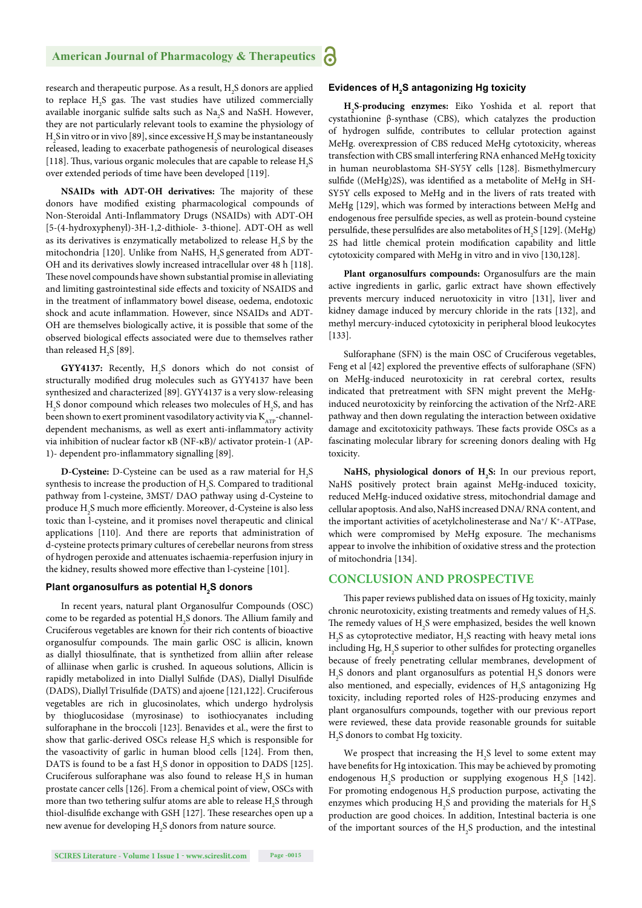research and therapeutic purpose. As a result, $H_2S$ donors are applied to replace $H_2S$ gas. The vast studies have utilized commercially available inorganic sulfide salts such as $Na_2S$ and NaSH. However, they are not particularly relevant tools to examine the physiology of $H_2S$ in vitro or in vivo [89], since excessive $H_2S$ may be instantaneously released, leading to exacerbate pathogenesis of neurological diseases [118]. Thus, various organic molecules that are capable to release $H_2S$ over extended periods of time have been developed [119].

**NSAIDs with ADT-OH derivatives:** The majority of these donors have modified existing pharmacological compounds of Non-Steroidal Anti-Inflammatory Drugs (NSAIDs) with ADT-OH [5-(4-hydroxyphenyl)-3H-1,2-dithiole- 3-thione]. ADT-OH as well as its derivatives is enzymatically metabolized to release $H_2S$ by the mitochondria [120]. Unlike from NaHS, $H_2S$ generated from ADT-OH and its derivatives slowly increased intracellular over 48 h [118]. These novel compounds have shown substantial promise in alleviating and limiting gastrointestinal side effects and toxicity of NSAIDS and in the treatment of inflammatory bowel disease, oedema, endotoxic shock and acute inflammation. However, since NSAIDs and ADT-OH are themselves biologically active, it is possible that some of the observed biological effects associated were due to themselves rather than released $H_2S$ [89].

**GYY4137:** Recently, $H_2S$ donors which do not consist of structurally modified drug molecules such as GYY4137 have been synthesized and characterized [89]. GYY4137 is a very slow-releasing $H_2S$ donor compound which releases two molecules of $H_2S$, and has been shown to exert prominent vasodilatory activity via $K_{ATP}$-channel-dependent mechanisms, as well as exert anti-inflammatory activity via inhibition of nuclear factor κB (NF-κB)/ activator protein-1 (AP-1)- dependent pro-inflammatory signalling [89].

**D-Cysteine:** D-Cysteine can be used as a raw material for $H_2S$ synthesis to increase the production of $H_2S$. Compared to traditional pathway from l-cysteine, 3MST/ DAO pathway using d-Cysteine to produce $H_2S$ much more efficiently. Moreover, d-Cysteine is also less toxic than l-cysteine, and it promises novel therapeutic and clinical applications [110]. And there are reports that administration of d-cysteine protects primary cultures of cerebellar neurons from stress of hydrogen peroxide and attenuates ischaemia-reperfusion injury in the kidney, results showed more effective than l-cysteine [101].

### Plant organosulfurs as potential $H_2S$ donors

In recent years, natural plant Organosulfur Compounds (OSC) come to be regarded as potential $H_2S$ donors. The Allium family and Cruciferous vegetables are known for their rich contents of bioactive organosulfur compounds. The main garlic OSC is allicin, known as diallyl thiosulfinate, that is synthetized from alliin after release of alliinase when garlic is crushed. In aqueous solutions, Allicin is rapidly metabolized in into Diallyl Sulfide (DAS), Diallyl Disulfide (DADS), Diallyl Trisulfide (DATS) and ajoene [121,122]. Cruciferous vegetables are rich in glucosinolates, which undergo hydrolysis by thioglucosidase (myrosinase) to isothiocyanates including sulforaphane in the broccoli [123]. Benavides et al., were the first to show that garlic-derived OSCs release $H_2S$ which is responsible for the vasoactivity of garlic in human blood cells [124]. From then, DATS is found to be a fast $H_2S$ donor in opposition to DADS [125]. Cruciferous sulforaphane was also found to release $H_2S$ in human prostate cancer cells [126]. From a chemical point of view, OSCs with more than two tethering sulfur atoms are able to release $H_2S$ through thiol-disulfide exchange with GSH [127]. These researches open up a new avenue for developing $H_2S$ donors from nature source.

### Evidences of $H_2S$ antagonizing Hg toxicity

**$H_2S$-producing enzymes:** Eiko Yoshida et al. report that cystathionine β-synthase (CBS), which catalyzes the production of hydrogen sulfide, contributes to cellular protection against MeHg. overexpression of CBS reduced MeHg cytotoxicity, whereas transfection with CBS small interfering RNA enhanced MeHg toxicity in human neuroblastoma SH-SY5Y cells [128]. Bismethylmercury sulfide ((MeHg)2S), was identified as a metabolite of MeHg in SH-SY5Y cells exposed to MeHg and in the livers of rats treated with MeHg [129], which was formed by interactions between MeHg and endogenous free persulfide species, as well as protein-bound cysteine persulfide, these persulfides are also metabolites of $H_2S$ [129]. (MeHg) 2S had little chemical protein modification capability and little cytotoxicity compared with MeHg in vitro and in vivo [130,128].

**Plant organosulfurs compounds:** Organosulfurs are the main active ingredients in garlic, garlic extract have shown effectively prevents mercury induced neruotoxicity in vitro [131], liver and kidney damage induced by mercury chloride in the rats [132], and methyl mercury-induced cytotoxicity in peripheral blood leukocytes [133].

Sulforaphane (SFN) is the main OSC of Cruciferous vegetables, Feng et al [42] explored the preventive effects of sulforaphane (SFN) on MeHg-induced neurotoxicity in rat cerebral cortex, results indicated that pretreatment with SFN might prevent the MeHg-induced neurotoxicity by reinforcing the activation of the Nrf2-ARE pathway and then down regulating the interaction between oxidative damage and excitotoxicity pathways. These facts provide OSCs as a fascinating molecular library for screening donors dealing with Hg toxicity.

**NaHS, physiological donors of $H_2S$:** In our previous report, NaHS positively protect brain against MeHg-induced toxicity, reduced MeHg-induced oxidative stress, mitochondrial damage and cellular apoptosis. And also, NaHS increased DNA/ RNA content, and the important activities of acetylcholinesterase and $Na^+$/ $K^+$-ATPase, which were compromised by MeHg exposure. The mechanisms appear to involve the inhibition of oxidative stress and the protection of mitochondria [134].

## CONCLUSION AND PROSPECTIVE

This paper reviews published data on issues of Hg toxicity, mainly chronic neurotoxicity, existing treatments and remedy values of $H_2S$. The remedy values of $H_2S$ were emphasized, besides the well known $H_2S$ as cytoprotective mediator, $H_2S$ reacting with heavy metal ions including Hg, $H_2S$ superior to other sulfides for protecting organelles because of freely penetrating cellular membranes, development of $H_2S$ donors and plant organosulfurs as potential $H_2S$ donors were also mentioned, and especially, evidences of $H_2S$ antagonizing Hg toxicity, including reported roles of H2S-producing enzymes and plant organosulfurs compounds, together with our previous report were reviewed, these data provide reasonable grounds for suitable $H_2S$ donors to combat Hg toxicity.

We prospect that increasing the $H_2S$ level to some extent may have benefits for Hg intoxication. This may be achieved by promoting endogenous $H_2S$ production or supplying exogenous $H_2S$ [142]. For promoting endogenous $H_2S$ production purpose, activating the enzymes which producing $H_2S$ and providing the materials for $H_2S$ production are good choices. In addition, Intestinal bacteria is one of the important sources of the $H_2S$ production, and the intestinal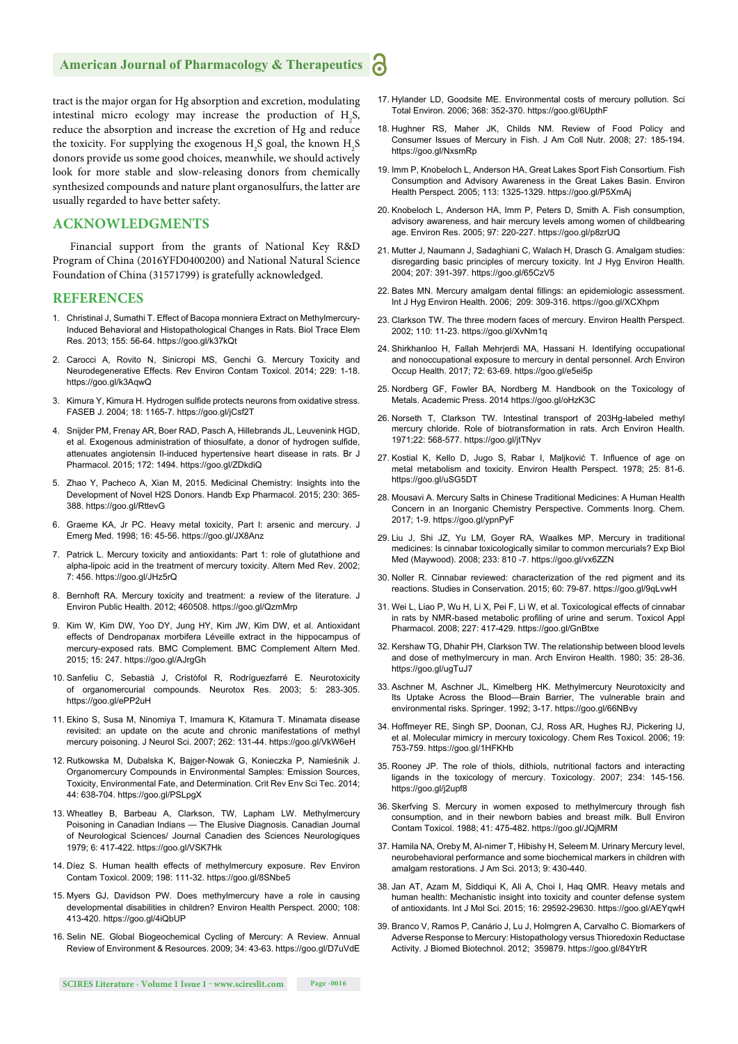tract is the major organ for Hg absorption and excretion, modulating intestinal micro ecology may increase the production of $H_2S$, reduce the absorption and increase the excretion of Hg and reduce the toxicity. For supplying the exogenous $H_2S$ goal, the known $H_2S$ donors provide us some good choices, meanwhile, we should actively look for more stable and slow-releasing donors from chemically synthesized compounds and nature plant organosulfurs, the latter are usually regarded to have better safety.

## ACKNOWLEDGMENTS

Financial support from the grants of National Key R&D Program of China (2016YFD0400200) and National Natural Science Foundation of China (31571799) is gratefully acknowledged.

## REFERENCES

1. Christinal J, Sumathi T. Effect of Bacopa monniera Extract on Methylmercury-Induced Behavioral and Histopathological Changes in Rats. Biol Trace Elem Res. 2013; 155: 56-64. https://goo.gl/k37kQt
2. Carocci A, Rovito N, Sinicropi MS, Genchi G. Mercury Toxicity and Neurodegenerative Effects. Rev Environ Contam Toxicol. 2014; 229: 1-18. https://goo.gl/k3AqwQ
3. Kimura Y, Kimura H. Hydrogen sulfide protects neurons from oxidative stress. FASEB J. 2004; 18: 1165-7. https://goo.gl/jCsf2T
4. Snijder PM, Frenay AR, Boer RAD, Pasch A, Hillebrands JL, Leuvenink HGD, et al. Exogenous administration of thiosulfate, a donor of hydrogen sulfide, attenuates angiotensin II-induced hypertensive heart disease in rats. Br J Pharmacol. 2015; 172: 1494. https://goo.gl/ZDkdiQ
5. Zhao Y, Pacheco A, Xian M, 2015. Medicinal Chemistry: Insights into the Development of Novel H2S Donors. Handb Exp Pharmacol. 2015; 230: 365-388. https://goo.gl/RttevG
6. Graeme KA, Jr PC. Heavy metal toxicity, Part I: arsenic and mercury. J Emerg Med. 1998; 16: 45-56. https://goo.gl/JX8Anz
7. Patrick L. Mercury toxicity and antioxidants: Part 1: role of glutathione and alpha-lipoic acid in the treatment of mercury toxicity. Altern Med Rev. 2002; 7: 456. https://goo.gl/JHz5rQ
8. Bernhoft RA. Mercury toxicity and treatment: a review of the literature. J Environ Public Health. 2012; 460508. https://goo.gl/QzmMrp
9. Kim W, Kim DW, Yoo DY, Jung HY, Kim JW, Kim DW, et al. Antioxidant effects of Dendropanax morbifera Léveille extract in the hippocampus of mercury-exposed rats. BMC Complement. BMC Complement Altern Med. 2015; 15: 247. https://goo.gl/AJrgGh
10. Sanfeliu C, Sebastià J, Cristòfol R, Rodríguezfarré E. Neurotoxicity of organomercurial compounds. Neurotox Res. 2003; 5: 283-305. https://goo.gl/ePP2uH
11. Ekino S, Susa M, Ninomiya T, Imamura K, Kitamura T. Minamata disease revisited: an update on the acute and chronic manifestations of methyl mercury poisoning. J Neurol Sci. 2007; 262: 131-44. https://goo.gl/VkW6eH
12. Rutkowska M, Dubalska K, Bajger-Nowak G, Konieczka P, Namieśnik J. Organomercury Compounds in Environmental Samples: Emission Sources, Toxicity, Environmental Fate, and Determination. Crit Rev Env Sci Tec. 2014; 44: 638-704. https://goo.gl/PSLpgX
13. Wheatley B, Barbeau A, Clarkson, TW, Lapham LW. Methylmercury Poisoning in Canadian Indians — The Elusive Diagnosis. Canadian Journal of Neurological Sciences/ Journal Canadien des Sciences Neurologiques 1979; 6: 417-422. https://goo.gl/VSK7Hk
14. Díez S. Human health effects of methylmercury exposure. Rev Environ Contam Toxicol. 2009; 198: 111-32. https://goo.gl/8SNbe5
15. Myers GJ, Davidson PW. Does methylmercury have a role in causing developmental disabilities in children? Environ Health Perspect. 2000; 108: 413-420. https://goo.gl/4iQbUP
16. Selin NE. Global Biogeochemical Cycling of Mercury: A Review. Annual Review of Environment & Resources. 2009; 34: 43-63. https://goo.gl/D7uVdE
17. Hylander LD, Goodsite ME. Environmental costs of mercury pollution. Sci Total Environ. 2006; 368: 352-370. https://goo.gl/6UpthF
18. Hughner RS, Maher JK, Childs NM. Review of Food Policy and Consumer Issues of Mercury in Fish. J Am Coll Nutr. 2008; 27: 185-194. https://goo.gl/NxsmRp
19. Imm P, Knobeloch L, Anderson HA, Great Lakes Sport Fish Consortium. Fish Consumption and Advisory Awareness in the Great Lakes Basin. Environ Health Perspect. 2005; 113: 1325-1329. https://goo.gl/P5XmAj
20. Knobeloch L, Anderson HA, Imm P, Peters D, Smith A. Fish consumption, advisory awareness, and hair mercury levels among women of childbearing age. Environ Res. 2005; 97: 220-227. https://goo.gl/p8zrUQ
21. Mutter J, Naumann J, Sadaghiani C, Walach H, Drasch G. Amalgam studies: disregarding basic principles of mercury toxicity. Int J Hyg Environ Health. 2004; 207: 391-397. https://goo.gl/65CzV5
22. Bates MN. Mercury amalgam dental fillings: an epidemiologic assessment. Int J Hyg Environ Health. 2006; 209: 309-316. https://goo.gl/XCXhpm
23. Clarkson TW. The three modern faces of mercury. Environ Health Perspect. 2002; 110: 11-23. https://goo.gl/XvNm1q
24. Shirkhanloo H, Fallah Mehrjerdi MA, Hassani H. Identifying occupational and nonoccupational exposure to mercury in dental personnel. Arch Environ Occup Health. 2017; 72: 63-69. https://goo.gl/e5ei5p
25. Nordberg GF, Fowler BA, Nordberg M. Handbook on the Toxicology of Metals. Academic Press. 2014 https://goo.gl/oHzK3C
26. Norseth T, Clarkson TW. Intestinal transport of 203Hg-labeled methyl mercury chloride. Role of biotransformation in rats. Arch Environ Health. 1971;22: 568-577. https://goo.gl/jtTNyv
27. Kostial K, Kello D, Jugo S, Rabar I, Maljković T. Influence of age on metal metabolism and toxicity. Environ Health Perspect. 1978; 25: 81-6. https://goo.gl/uSG5DT
28. Mousavi A. Mercury Salts in Chinese Traditional Medicines: A Human Health Concern in an Inorganic Chemistry Perspective. Comments Inorg. Chem. 2017; 1-9. https://goo.gl/ypnPyF
29. Liu J, Shi JZ, Yu LM, Goyer RA, Waalkes MP. Mercury in traditional medicines: Is cinnabar toxicologically similar to common mercurials? Exp Biol Med (Maywood). 2008; 233: 810 -7. https://goo.gl/vx6ZZN
30. Noller R. Cinnabar reviewed: characterization of the red pigment and its reactions. Studies in Conservation. 2015; 60: 79-87. https://goo.gl/9qLvwH
31. Wei L, Liao P, Wu H, Li X, Pei F, Li W, et al. Toxicological effects of cinnabar in rats by NMR-based metabolic profiling of urine and serum. Toxicol Appl Pharmacol. 2008; 227: 417-429. https://goo.gl/GnBtxe
32. Kershaw TG, Dhahir PH, Clarkson TW. The relationship between blood levels and dose of methylmercury in man. Arch Environ Health. 1980; 35: 28-36. https://goo.gl/ugTuJ7
33. Aschner M, Aschner JL, Kimelberg HK. Methylmercury Neurotoxicity and Its Uptake Across the Blood—Brain Barrier, The vulnerable brain and environmental risks. Springer. 1992; 3-17. https://goo.gl/66NBvy
34. Hoffmeyer RE, Singh SP, Doonan, CJ, Ross AR, Hughes RJ, Pickering IJ, et al. Molecular mimicry in mercury toxicology. Chem Res Toxicol. 2006; 19: 753-759. https://goo.gl/1HFKHb
35. Rooney JP. The role of thiols, dithiols, nutritional factors and interacting ligands in the toxicology of mercury. Toxicology. 2007; 234: 145-156. https://goo.gl/j2upf8
36. Skerfving S. Mercury in women exposed to methylmercury through fish consumption, and in their newborn babies and breast milk. Bull Environ Contam Toxicol. 1988; 41: 475-482. https://goo.gl/JQjMRM
37. Hamila NA, Oreby M, Al-nimer T, Hibishy H, Seleem M. Urinary Mercury level, neurobehavioral performance and some biochemical markers in children with amalgam restorations. J Am Sci. 2013; 9: 430-440.
38. Jan AT, Azam M, Siddiqui K, Ali A, Choi I, Haq QMR. Heavy metals and human health: Mechanistic insight into toxicity and counter defense system of antioxidants. Int J Mol Sci. 2015; 16: 29592-29630. https://goo.gl/AEYqwH
39. Branco V, Ramos P, Canário J, Lu J, Holmgren A, Carvalho C. Biomarkers of Adverse Response to Mercury: Histopathology versus Thioredoxin Reductase Activity. J Biomed Biotechnol. 2012; 359879. https://goo.gl/84YtrR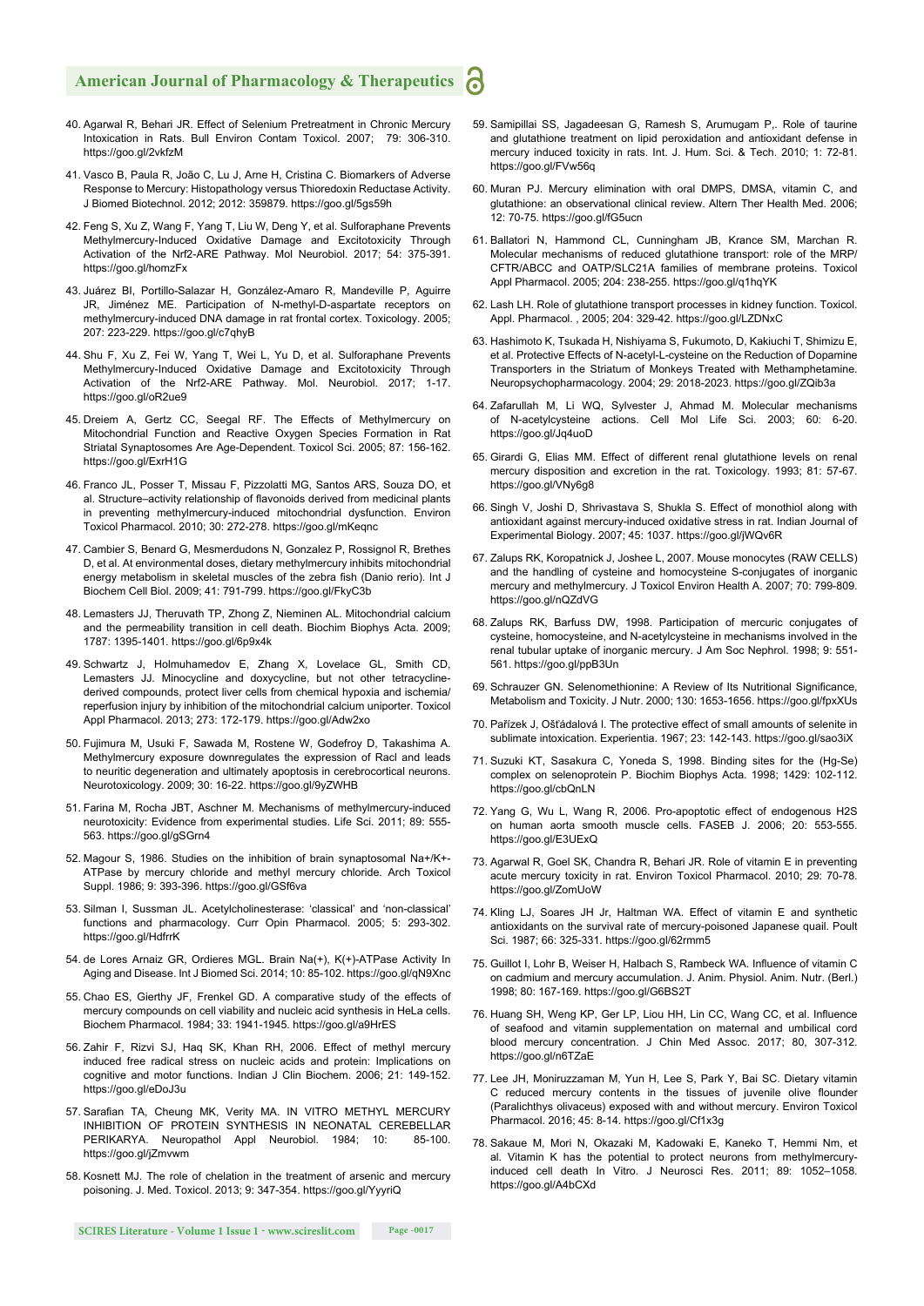40. Agarwal R, Behari JR. Effect of Selenium Pretreatment in Chronic Mercury Intoxication in Rats. Bull Environ Contam Toxicol. 2007; 79: 306-310. https://goo.gl/2vkfzM

41. Vasco B, Paula R, João C, Lu J, Arne H, Cristina C. Biomarkers of Adverse Response to Mercury: Histopathology versus Thioredoxin Reductase Activity. J Biomed Biotechnol. 2012; 2012: 359879. https://goo.gl/5gs59h

42. Feng S, Xu Z, Wang F, Yang T, Liu W, Deng Y, et al. Sulforaphane Prevents Methylmercury-Induced Oxidative Damage and Excitotoxicity Through Activation of the Nrf2-ARE Pathway. Mol Neurobiol. 2017; 54: 375-391. https://goo.gl/homzFx

43. Juárez BI, Portillo-Salazar H, González-Amaro R, Mandeville P, Aguirre JR, Jiménez ME. Participation of N-methyl-D-aspartate receptors on methylmercury-induced DNA damage in rat frontal cortex. Toxicology. 2005; 207: 223-229. https://goo.gl/c7qhyB

44. Shu F, Xu Z, Fei W, Yang T, Wei L, Yu D, et al. Sulforaphane Prevents Methylmercury-Induced Oxidative Damage and Excitotoxicity Through Activation of the Nrf2-ARE Pathway. Mol. Neurobiol. 2017; 1-17. https://goo.gl/oR2ue9

45. Dreiem A, Gertz CC, Seegal RF. The Effects of Methylmercury on Mitochondrial Function and Reactive Oxygen Species Formation in Rat Striatal Synaptosomes Are Age-Dependent. Toxicol Sci. 2005; 87: 156-162. https://goo.gl/ExrH1G

46. Franco JL, Posser T, Missau F, Pizzolatti MG, Santos ARS, Souza DO, et al. Structure–activity relationship of flavonoids derived from medicinal plants in preventing methylmercury-induced mitochondrial dysfunction. Environ Toxicol Pharmacol. 2010; 30: 272-278. https://goo.gl/mKeqnc

47. Cambier S, Benard G, Mesmerdudons N, Gonzalez P, Rossignol R, Brethes D, et al. At environmental doses, dietary methylmercury inhibits mitochondrial energy metabolism in skeletal muscles of the zebra fish (Danio rerio). Int J Biochem Cell Biol. 2009; 41: 791-799. https://goo.gl/FkyC3b

48. Lemasters JJ, Theruvath TP, Zhong Z, Nieminen AL. Mitochondrial calcium and the permeability transition in cell death. Biochim Biophys Acta. 2009; 1787: 1395-1401. https://goo.gl/6p9x4k

49. Schwartz J, Holmuhamedov E, Zhang X, Lovelace GL, Smith CD, Lemasters JJ. Minocycline and doxycycline, but not other tetracycline-derived compounds, protect liver cells from chemical hypoxia and ischemia/reperfusion injury by inhibition of the mitochondrial calcium uniporter. Toxicol Appl Pharmacol. 2013; 273: 172-179. https://goo.gl/Adw2xo

50. Fujimura M, Usuki F, Sawada M, Rostene W, Godefroy D, Takashima A. Methylmercury exposure downregulates the expression of Racl and leads to neuritic degeneration and ultimately apoptosis in cerebrocortical neurons. Neurotoxicology. 2009; 30: 16-22. https://goo.gl/9yZWHB

51. Farina M, Rocha JBT, Aschner M. Mechanisms of methylmercury-induced neurotoxicity: Evidence from experimental studies. Life Sci. 2011; 89: 555-563. https://goo.gl/gSGrn4

52. Magour S, 1986. Studies on the inhibition of brain synaptosomal Na+/K+-ATPase by mercury chloride and methyl mercury chloride. Arch Toxicol Suppl. 1986; 9: 393-396. https://goo.gl/GSf6va

53. Silman I, Sussman JL. Acetylcholinesterase: 'classical' and 'non-classical' functions and pharmacology. Curr Opin Pharmacol. 2005; 5: 293-302. https://goo.gl/HdfrrK

54. de Lores Arnaiz GR, Ordieres MGL. Brain Na(+), K(+)-ATPase Activity In Aging and Disease. Int J Biomed Sci. 2014; 10: 85-102. https://goo.gl/qN9Xnc

55. Chao ES, Gierthy JF, Frenkel GD. A comparative study of the effects of mercury compounds on cell viability and nucleic acid synthesis in HeLa cells. Biochem Pharmacol. 1984; 33: 1941-1945. https://goo.gl/a9HrES

56. Zahir F, Rizvi SJ, Haq SK, Khan RH, 2006. Effect of methyl mercury induced free radical stress on nucleic acids and protein: Implications on cognitive and motor functions. Indian J Clin Biochem. 2006; 21: 149-152. https://goo.gl/eDoJ3u

57. Sarafian TA, Cheung MK, Verity MA. IN VITRO METHYL MERCURY INHIBITION OF PROTEIN SYNTHESIS IN NEONATAL CEREBELLAR PERIKARYA. Neuropathol Appl Neurobiol. 1984; 10: 85-100. https://goo.gl/jZmvwm

58. Kosnett MJ. The role of chelation in the treatment of arsenic and mercury poisoning. J. Med. Toxicol. 2013; 9: 347-354. https://goo.gl/YyyriQ

59. Samipillai SS, Jagadeesan G, Ramesh S, Arumugam P,. Role of taurine and glutathione treatment on lipid peroxidation and antioxidant defense in mercury induced toxicity in rats. Int. J. Hum. Sci. & Tech. 2010; 1: 72-81. https://goo.gl/FVw56q

60. Muran PJ. Mercury elimination with oral DMPS, DMSA, vitamin C, and glutathione: an observational clinical review. Altern Ther Health Med. 2006; 12: 70-75. https://goo.gl/fG5ucn

61. Ballatori N, Hammond CL, Cunningham JB, Krance SM, Marchan R. Molecular mechanisms of reduced glutathione transport: role of the MRP/CFTR/ABCC and OATP/SLC21A families of membrane proteins. Toxicol Appl Pharmacol. 2005; 204: 238-255. https://goo.gl/q1hqYK

62. Lash LH. Role of glutathione transport processes in kidney function. Toxicol. Appl. Pharmacol. , 2005; 204: 329-42. https://goo.gl/LZDNxC

63. Hashimoto K, Tsukada H, Nishiyama S, Fukumoto, D, Kakiuchi T, Shimizu E, et al. Protective Effects of N-acetyl-L-cysteine on the Reduction of Dopamine Transporters in the Striatum of Monkeys Treated with Methamphetamine. Neuropsychopharmacology. 2004; 29: 2018-2023. https://goo.gl/ZQib3a

64. Zafarullah M, Li WQ, Sylvester J, Ahmad M. Molecular mechanisms of N-acetylcysteine actions. Cell Mol Life Sci. 2003; 60: 6-20. https://goo.gl/Jq4uoD

65. Girardi G, Elias MM. Effect of different renal glutathione levels on renal mercury disposition and excretion in the rat. Toxicology. 1993; 81: 57-67. https://goo.gl/VNy6g8

66. Singh V, Joshi D, Shrivastava S, Shukla S. Effect of monothiol along with antioxidant against mercury-induced oxidative stress in rat. Indian Journal of Experimental Biology. 2007; 45: 1037. https://goo.gl/jWQv6R

67. Zalups RK, Koropatnick J, Joshee L, 2007. Mouse monocytes (RAW CELLS) and the handling of cysteine and homocysteine S-conjugates of inorganic mercury and methylmercury. J Toxicol Environ Health A. 2007; 70: 799-809. https://goo.gl/nQZdVG

68. Zalups RK, Barfuss DW, 1998. Participation of mercuric conjugates of cysteine, homocysteine, and N-acetylcysteine in mechanisms involved in the renal tubular uptake of inorganic mercury. J Am Soc Nephrol. 1998; 9: 551-561. https://goo.gl/ppB3Un

69. Schrauzer GN. Selenomethionine: A Review of Its Nutritional Significance, Metabolism and Toxicity. J Nutr. 2000; 130: 1653-1656. https://goo.gl/fpxXUs

70. Pařízek J, Ošťádalová I. The protective effect of small amounts of selenite in sublimate intoxication. Experientia. 1967; 23: 142-143. https://goo.gl/sao3iX

71. Suzuki KT, Sasakura C, Yoneda S, 1998. Binding sites for the (Hg-Se) complex on selenoprotein P. Biochim Biophys Acta. 1998; 1429: 102-112. https://goo.gl/cbQnLN

72. Yang G, Wu L, Wang R, 2006. Pro-apoptotic effect of endogenous H2S on human aorta smooth muscle cells. FASEB J. 2006; 20: 553-555. https://goo.gl/E3UExQ

73. Agarwal R, Goel SK, Chandra R, Behari JR. Role of vitamin E in preventing acute mercury toxicity in rat. Environ Toxicol Pharmacol. 2010; 29: 70-78. https://goo.gl/ZomUoW

74. Kling LJ, Soares JH Jr, Haltman WA. Effect of vitamin E and synthetic antioxidants on the survival rate of mercury-poisoned Japanese quail. Poult Sci. 1987; 66: 325-331. https://goo.gl/62rmm5

75. Guillot I, Lohr B, Weiser H, Halbach S, Rambeck WA. Influence of vitamin C on cadmium and mercury accumulation. J. Anim. Physiol. Anim. Nutr. (Berl.) 1998; 80: 167-169. https://goo.gl/G6BS2T

76. Huang SH, Weng KP, Ger LP, Liou HH, Lin CC, Wang CC, et al. Influence of seafood and vitamin supplementation on maternal and umbilical cord blood mercury concentration. J Chin Med Assoc. 2017; 80, 307-312. https://goo.gl/n6TZaE

77. Lee JH, Moniruzzaman M, Yun H, Lee S, Park Y, Bai SC. Dietary vitamin C reduced mercury contents in the tissues of juvenile olive flounder (Paralichthys olivaceus) exposed with and without mercury. Environ Toxicol Pharmacol. 2016; 45: 8-14. https://goo.gl/Cf1x3g

78. Sakaue M, Mori N, Okazaki M, Kadowaki E, Kaneko T, Hemmi Nm, et al. Vitamin K has the potential to protect neurons from methylmercury-induced cell death In Vitro. J Neurosci Res. 2011; 89: 1052–1058. https://goo.gl/A4bCXd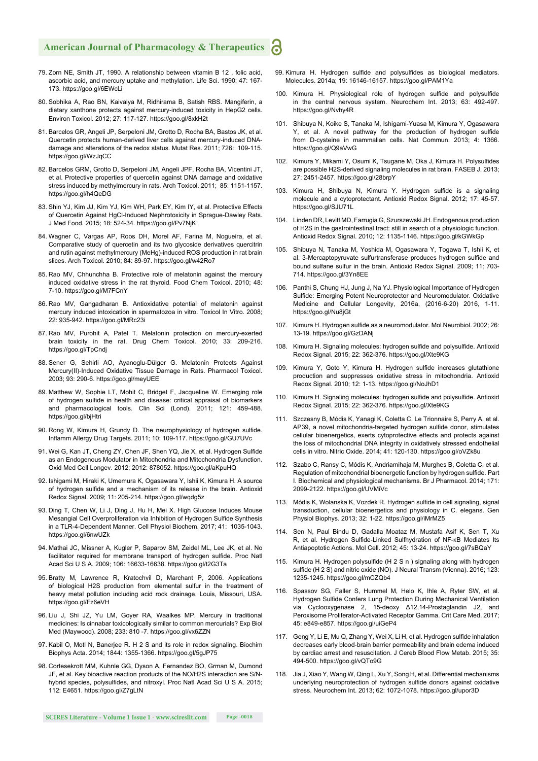79. Zorn NE, Smith JT, 1990. A relationship between vitamin B 12 , folic acid, ascorbic acid, and mercury uptake and methylation. Life Sci. 1990; 47: 167-173. https://goo.gl/6EWcLi

80. Sobhika A, Rao BN, Kalvaiya M, Ridhirama B, Satish RBS. Mangiferin, a dietary xanthone protects against mercury-induced toxicity in HepG2 cells. Environ Toxicol. 2012; 27: 117-127. https://goo.gl/8xkH2t

81. Barcelos GR, Angeli JP, Serpeloni JM, Grotto D, Rocha BA, Bastos JK, et al. Quercetin protects human-derived liver cells against mercury-induced DNA-damage and alterations of the redox status. Mutat Res. 2011; 726: 109-115. https://goo.gl/WzJqCC

82. Barcelos GRM, Grotto D, Serpeloni JM, Angeli JPF, Rocha BA, Vicentini JT, et al. Protective properties of quercetin against DNA damage and oxidative stress induced by methylmercury in rats. Arch Toxicol. 2011; 85: 1151-1157. https://goo.gl/h4QeDG

83. Shin YJ, Kim JJ, Kim YJ, Kim WH, Park EY, Kim IY, et al. Protective Effects of Quercetin Against HgCl-Induced Nephrotoxicity in Sprague-Dawley Rats. J Med Food. 2015; 18: 524-34. https://goo.gl/Pv7NjK

84. Wagner C, Vargas AP, Roos DH, Morel AF, Farina M, Nogueira, et al. Comparative study of quercetin and its two glycoside derivatives quercitrin and rutin against methylmercury (MeHg)-induced ROS production in rat brain slices. Arch Toxicol. 2010; 84: 89-97. https://goo.gl/w42Ro7

85. Rao MV, Chhunchha B. Protective role of melatonin against the mercury induced oxidative stress in the rat thyroid. Food Chem Toxicol. 2010; 48: 7-10. https://goo.gl/M7FCnY

86. Rao MV, Gangadharan B. Antioxidative potential of melatonin against mercury induced intoxication in spermatozoa in vitro. Toxicol In Vitro. 2008; 22: 935-942. https://goo.gl/MRc23i

87. Rao MV, Purohit A, Patel T. Melatonin protection on mercury-exerted brain toxicity in the rat. Drug Chem Toxicol. 2010; 33: 209-216. https://goo.gl/TpCndj

88. Sener G, Sehirli AO, Ayanoglu-Dülger G. Melatonin Protects Against Mercury(II)-Induced Oxidative Tissue Damage in Rats. Pharmacol Toxicol. 2003; 93: 290-6. https://goo.gl/meyUEE

89. Matthew W, Sophie LT, Mohit C, Bridget F, Jacqueline W. Emerging role of hydrogen sulfide in health and disease: critical appraisal of biomarkers and pharmacological tools. Clin Sci (Lond). 2011; 121: 459-488. https://goo.gl/bjHtri

90. Rong W, Kimura H, Grundy D. The neurophysiology of hydrogen sulfide. Inflamm Allergy Drug Targets. 2011; 10: 109-117. https://goo.gl/GU7UVc

91. Wei G, Kan JT, Cheng ZY, Chen JF, Shen YQ, Jie X, et al. Hydrogen Sulfide as an Endogenous Modulator in Mitochondria and Mitochondria Dysfunction. Oxid Med Cell Longev. 2012; 2012: 878052. https://goo.gl/aKpuHQ

92. Ishigami M, Hiraki K, Umemura K, Ogasawara Y, Ishii K, Kimura H. A source of hydrogen sulfide and a mechanism of its release in the brain. Antioxid Redox Signal. 2009; 11: 205-214. https://goo.gl/wqdg5z

93. Ding T, Chen W, Li J, Ding J, Hu H, Mei X. High Glucose Induces Mouse Mesangial Cell Overproliferation via Inhibition of Hydrogen Sulfide Synthesis in a TLR-4-Dependent Manner. Cell Physiol Biochem. 2017; 41: 1035-1043. https://goo.gl/6nwUZk

94. Mathai JC, Missner A, Kugler P, Saparov SM, Zeidel ML, Lee JK, et al. No facilitator required for membrane transport of hydrogen sulfide. Proc Natl Acad Sci U S A. 2009; 106: 16633-16638. https://goo.gl/t2G3Ta

95. Bratty M, Lawrence R, Kratochvil D, Marchant P, 2006. Applications of biological H2S production from elemental sulfur in the treatment of heavy metal pollution including acid rock drainage. Louis, Missouri, USA. https://goo.gl/Fz6eVH

96. Liu J, Shi JZ, Yu LM, Goyer RA, Waalkes MP. Mercury in traditional medicines: Is cinnabar toxicologically similar to common mercurials? Exp Biol Med (Maywood). 2008; 233: 810 -7. https://goo.gl/vx6ZZN

97. Kabil O, Motl N, Banerjee R. H 2 S and its role in redox signaling. Biochim Biophys Acta. 2014; 1844: 1355-1366. https://goo.gl/5gJP75

98. Cortesekrott MM, Kuhnle GG, Dyson A, Fernandez BO, Grman M, Dumond JF, et al. Key bioactive reaction products of the NO/H2S interaction are S/N-hybrid species, polysulfides, and nitroxyl. Proc Natl Acad Sci U S A. 2015; 112: E4651. https://goo.gl/Z7gLtN

99. Kimura H. Hydrogen sulfide and polysulfides as biological mediators. Molecules. 2014a; 19: 16146-16157. https://goo.gl/PAM1Ya

100. Kimura H. Physiological role of hydrogen sulfide and polysulfide in the central nervous system. Neurochem Int. 2013; 63: 492-497. https://goo.gl/Nvhy4R

101. Shibuya N, Koike S, Tanaka M, Ishigami-Yuasa M, Kimura Y, Ogasawara Y, et al. A novel pathway for the production of hydrogen sulfide from D-cysteine in mammalian cells. Nat Commun. 2013; 4: 1366. https://goo.gl/Q9aVwG

102. Kimura Y, Mikami Y, Osumi K, Tsugane M, Oka J, Kimura H. Polysulfides are possible H2S-derived signaling molecules in rat brain. FASEB J. 2013; 27: 2451-2457. https://goo.gl/28brpY

103. Kimura H, Shibuya N, Kimura Y. Hydrogen sulfide is a signaling molecule and a cytoprotectant. Antioxid Redox Signal. 2012; 17: 45-57. https://goo.gl/SJU71L

104. Linden DR, Levitt MD, Farrugia G, Szurszewski JH. Endogenous production of H2S in the gastrointestinal tract: still in search of a physiologic function. Antioxid Redox Signal. 2010; 12: 1135-1146. https://goo.gl/kGWkGp

105. Shibuya N, Tanaka M, Yoshida M, Ogasawara Y, Togawa T, Ishii K, et al. 3-Mercaptopyruvate sulfurtransferase produces hydrogen sulfide and bound sulfane sulfur in the brain. Antioxid Redox Signal. 2009; 11: 703-714. https://goo.gl/3Yn8EE

106. Panthi S, Chung HJ, Jung J, Na YJ. Physiological Importance of Hydrogen Sulfide: Emerging Potent Neuroprotector and Neuromodulator. Oxidative Medicine and Cellular Longevity, 2016a, (2016-6-20) 2016, 1-11. https://goo.gl/Nu8jGt

107. Kimura H. Hydrogen sulfide as a neuromodulator. Mol Neurobiol. 2002; 26: 13-19. https://goo.gl/GzDANj

108. Kimura H. Signaling molecules: hydrogen sulfide and polysulfide. Antioxid Redox Signal. 2015; 22: 362-376. https://goo.gl/Xte9KG

109. Kimura Y, Goto Y, Kimura H. Hydrogen sulfide increases glutathione production and suppresses oxidative stress in mitochondria. Antioxid Redox Signal. 2010; 12: 1-13. https://goo.gl/NoJhD1

110. Kimura H. Signaling molecules: hydrogen sulfide and polysulfide. Antioxid Redox Signal. 2015; 22: 362-376. https://goo.gl/Xte9KG

111. Szczesny B, Módis K, Yanagi K, Coletta C, Le Trionnaire S, Perry A, et al. AP39, a novel mitochondria-targeted hydrogen sulfide donor, stimulates cellular bioenergetics, exerts cytoprotective effects and protects against the loss of mitochondrial DNA integrity in oxidatively stressed endothelial cells in vitro. Nitric Oxide. 2014; 41: 120-130. https://goo.gl/oVZk8u

112. Szabo C, Ransy C, Módis K, Andriamihaja M, Murghes B, Coletta C, et al. Regulation of mitochondrial bioenergetic function by hydrogen sulfide. Part I. Biochemical and physiological mechanisms. Br J Pharmacol. 2014; 171: 2099-2122. https://goo.gl/UVMiVc

113. Módis K, Wolanska K, Vozdek R. Hydrogen sulfide in cell signaling, signal transduction, cellular bioenergetics and physiology in C. elegans. Gen Physiol Biophys. 2013; 32: 1-22. https://goo.gl/iMrMZ5

114. Sen N, Paul Bindu D, Gadalla Moataz M, Mustafa Asif K, Sen T, Xu R, et al. Hydrogen Sulfide-Linked Sulfhydration of NF-κB Mediates Its Antiapoptotic Actions. Mol Cell. 2012; 45: 13-24. https://goo.gl/7sBQaY

115. Kimura H. Hydrogen polysulfide (H 2 S n ) signaling along with hydrogen sulfide (H 2 S) and nitric oxide (NO). J Neural Transm (Vienna). 2016; 123: 1235-1245. https://goo.gl/mCZQb4

116. Spassov SG, Faller S, Hummel M, Helo K, Ihle A, Ryter SW, et al. Hydrogen Sulfide Confers Lung Protection During Mechanical Ventilation via Cyclooxygenase 2, 15-deoxy Δ12,14-Prostaglandin J2, and Peroxisome Proliferator-Activated Receptor Gamma. Crit Care Med. 2017; 45: e849-e857. https://goo.gl/uiGeP4

117. Geng Y, Li E, Mu Q, Zhang Y, Wei X, Li H, et al. Hydrogen sulfide inhalation decreases early blood-brain barrier permeability and brain edema induced by cardiac arrest and resuscitation. J Cereb Blood Flow Metab. 2015; 35: 494-500. https://goo.gl/vQTo9G

118. Jia J, Xiao Y, Wang W, Qing L, Xu Y, Song H, et al. Differential mechanisms underlying neuroprotection of hydrogen sulfide donors against oxidative stress. Neurochem Int. 2013; 62: 1072-1078. https://goo.gl/upor3D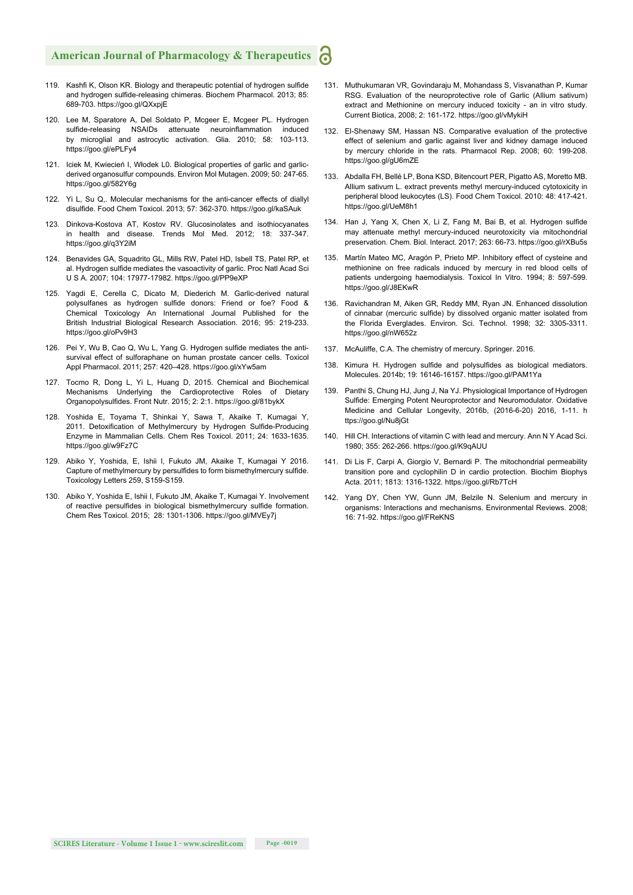119. Kashfi K, Olson KR. Biology and therapeutic potential of hydrogen sulfide and hydrogen sulfide-releasing chimeras. Biochem Pharmacol. 2013; 85: 689-703. https://goo.gl/QXxpjE

120. Lee M, Sparatore A, Del Soldato P, Mcgeer E, Mcgeer PL. Hydrogen sulfide-releasing NSAIDs attenuate neuroinflammation induced by microglial and astrocytic activation. Glia. 2010; 58: 103-113. https://goo.gl/ePLFy4

121. Iciek M, Kwiecień I, Włodek L0. Biological properties of garlic and garlic-derived organosulfur compounds. Environ Mol Mutagen. 2009; 50: 247-65. https://goo.gl/582Y6g

122. Yi L, Su Q,. Molecular mechanisms for the anti-cancer effects of diallyl disulfide. Food Chem Toxicol. 2013; 57: 362-370. https://goo.gl/kaSAuk

123. Dinkova-Kostova AT, Kostov RV. Glucosinolates and isothiocyanates in health and disease. Trends Mol Med. 2012; 18: 337-347. https://goo.gl/q3Y2iM

124. Benavides GA, Squadrito GL, Mills RW, Patel HD, Isbell TS, Patel RP, et al. Hydrogen sulfide mediates the vasoactivity of garlic. Proc Natl Acad Sci U S A. 2007; 104: 17977-17982. https://goo.gl/PP9eXP

125. Yagdi E, Cerella C, Dicato M, Diederich M. Garlic-derived natural polysulfanes as hydrogen sulfide donors: Friend or foe? Food & Chemical Toxicology An International Journal Published for the British Industrial Biological Research Association. 2016; 95: 219-233. https://goo.gl/oPv9H3

126. Pei Y, Wu B, Cao Q, Wu L, Yang G. Hydrogen sulfide mediates the anti-survival effect of sulforaphane on human prostate cancer cells. Toxicol Appl Pharmacol. 2011; 257: 420–428. https://goo.gl/xYw5am

127. Tocmo R, Dong L, Yi L, Huang D, 2015. Chemical and Biochemical Mechanisms Underlying the Cardioprotective Roles of Dietary Organopolysulfides. Front Nutr. 2015; 2: 2:1. https://goo.gl/81bykX

128. Yoshida E, Toyama T, Shinkai Y, Sawa T, Akaike T, Kumagai Y, 2011. Detoxification of Methylmercury by Hydrogen Sulfide-Producing Enzyme in Mammalian Cells. Chem Res Toxicol. 2011; 24: 1633-1635. https://goo.gl/w9Fz7C

129. Abiko Y, Yoshida, E, Ishii I, Fukuto JM, Akaike T, Kumagai Y 2016. Capture of methylmercury by persulfides to form bismethylmercury sulfide. Toxicology Letters 259, S159-S159.

130. Abiko Y, Yoshida E, Ishii I, Fukuto JM, Akaike T, Kumagai Y. Involvement of reactive persulfides in biological bismethylmercury sulfide formation. Chem Res Toxicol. 2015; 28: 1301-1306. https://goo.gl/MVEy7j

131. Muthukumaran VR, Govindaraju M, Mohandass S, Visvanathan P, Kumar RSG. Evaluation of the neuroprotective role of Garlic (Allium sativum) extract and Methionine on mercury induced toxicity - an in vitro study. Current Biotica, 2008; 2: 161-172. https://goo.gl/vMykiH

132. El-Shenawy SM, Hassan NS. Comparative evaluation of the protective effect of selenium and garlic against liver and kidney damage induced by mercury chloride in the rats. Pharmacol Rep. 2008; 60: 199-208. https://goo.gl/gU6mZE

133. Abdalla FH, Bellé LP, Bona KSD, Bitencourt PER, Pigatto AS, Moretto MB. Allium sativum L. extract prevents methyl mercury-induced cytotoxicity in peripheral blood leukocytes (LS). Food Chem Toxicol. 2010: 48: 417-421. https://goo.gl/UeM8h1

134. Han J, Yang X, Chen X, Li Z, Fang M, Bai B, et al. Hydrogen sulfide may attenuate methyl mercury-induced neurotoxicity via mitochondrial preservation. Chem. Biol. Interact. 2017; 263: 66-73. https://goo.gl/rXBu5s

135. Martín Mateo MC, Aragón P, Prieto MP. Inhibitory effect of cysteine and methionine on free radicals induced by mercury in red blood cells of patients undergoing haemodialysis. Toxicol In Vitro. 1994; 8: 597-599. https://goo.gl/J8EKwR

136. Ravichandran M, Aiken GR, Reddy MM, Ryan JN. Enhanced dissolution of cinnabar (mercuric sulfide) by dissolved organic matter isolated from the Florida Everglades. Environ. Sci. Technol. 1998; 32: 3305-3311. https://goo.gl/nW652z

137. McAuliffe, C.A. The chemistry of mercury. Springer. 2016.

138. Kimura H. Hydrogen sulfide and polysulfides as biological mediators. Molecules. 2014b; 19: 16146-16157. https://goo.gl/PAM1Ya

139. Panthi S, Chung HJ, Jung J, Na YJ. Physiological Importance of Hydrogen Sulfide: Emerging Potent Neuroprotector and Neuromodulator. Oxidative Medicine and Cellular Longevity, 2016b, (2016-6-20) 2016, 1-11. https://goo.gl/Nu8jGt

140. Hill CH. Interactions of vitamin C with lead and mercury. Ann N Y Acad Sci. 1980; 355: 262-266. https://goo.gl/K9qAUU

141. Di Lis F, Carpi A, Giorgio V, Bernardi P. The mitochondrial permeability transition pore and cyclophilin D in cardio protection. Biochim Biophys Acta. 2011; 1813: 1316-1322. https://goo.gl/Rb7TcH

142. Yang DY, Chen YW, Gunn JM, Belzile N. Selenium and mercury in organisms: Interactions and mechanisms. Environmental Reviews. 2008; 16: 71-92. https://goo.gl/FReKNS